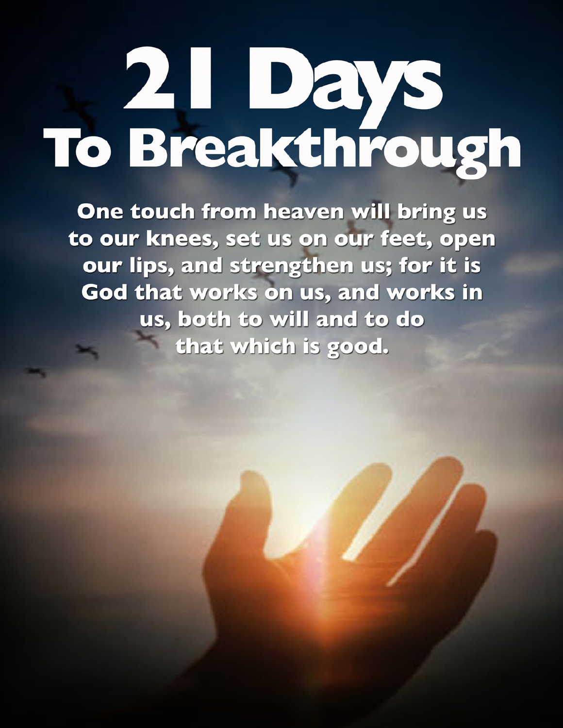# 21 Days To Breakthrough

**One touch from heaven will bring us to our knees, set us on our feet, open our lips, and strengthen us; for it is God that works on us, and works in us, both to will and to do that which is good.**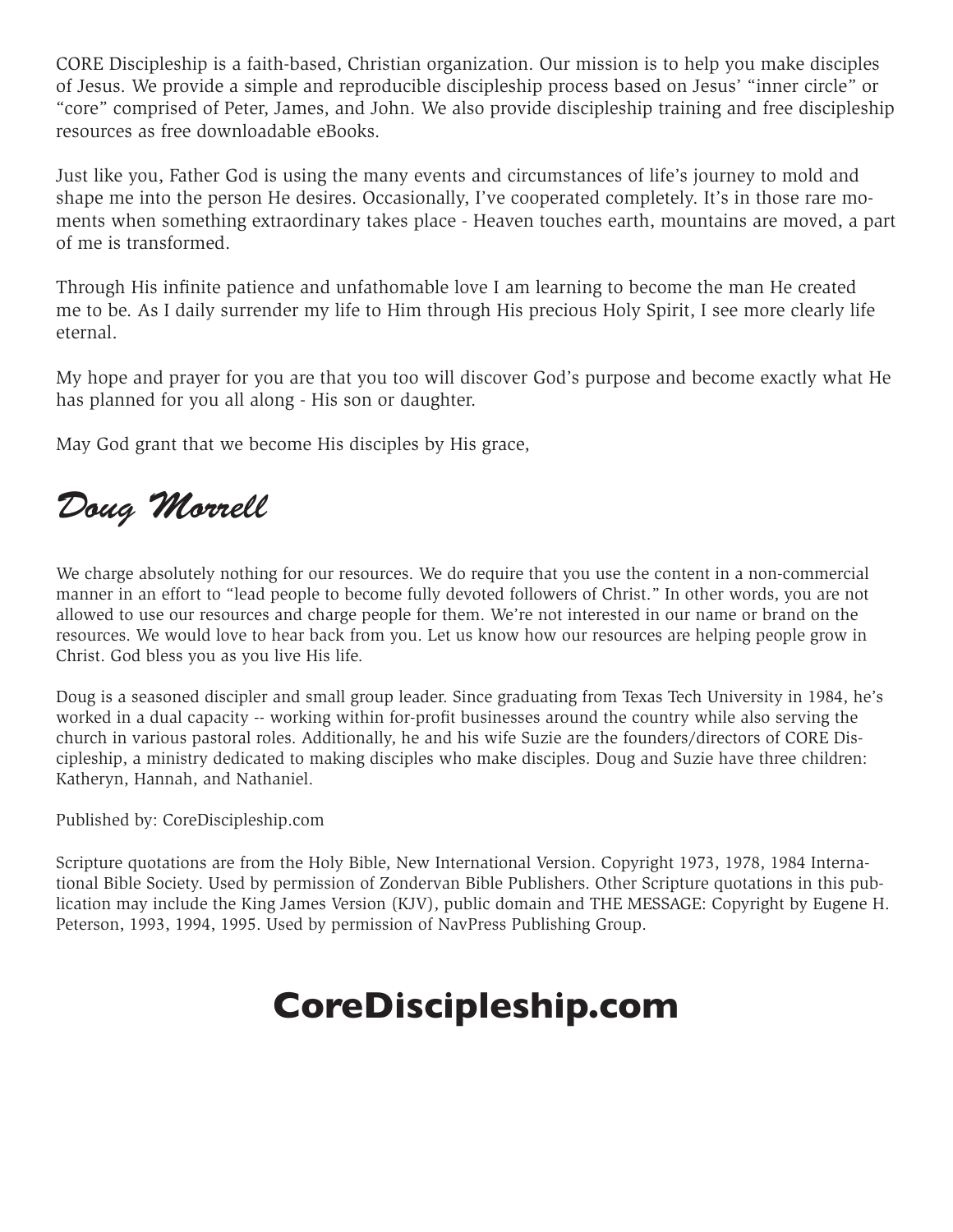CORE Discipleship is a faith-based, Christian organization. Our mission is to help you make disciples of Jesus. We provide a simple and reproducible discipleship process based on Jesus' "inner circle" or "core" comprised of Peter, James, and John. We also provide discipleship training and free discipleship resources as free downloadable eBooks.

Just like you, Father God is using the many events and circumstances of life's journey to mold and shape me into the person He desires. Occasionally, I've cooperated completely. It's in those rare moments when something extraordinary takes place - Heaven touches earth, mountains are moved, a part of me is transformed.

Through His infinite patience and unfathomable love I am learning to become the man He created me to be. As I daily surrender my life to Him through His precious Holy Spirit, I see more clearly life eternal.

My hope and prayer for you are that you too will discover God's purpose and become exactly what He has planned for you all along - His son or daughter.

May God grant that we become His disciples by His grace,

*Doug Morrell*

We charge absolutely nothing for our resources. We do require that you use the content in a non-commercial manner in an effort to "lead people to become fully devoted followers of Christ." In other words, you are not allowed to use our resources and charge people for them. We're not interested in our name or brand on the resources. We would love to hear back from you. Let us know how our resources are helping people grow in Christ. God bless you as you live His life.

Doug is a seasoned discipler and small group leader. Since graduating from Texas Tech University in 1984, he's worked in a dual capacity -- working within for-profit businesses around the country while also serving the church in various pastoral roles. Additionally, he and his wife Suzie are the founders/directors of CORE Discipleship, a ministry dedicated to making disciples who make disciples. Doug and Suzie have three children: Katheryn, Hannah, and Nathaniel.

Published by: CoreDiscipleship.com

Scripture quotations are from the Holy Bible, New International Version. Copyright 1973, 1978, 1984 International Bible Society. Used by permission of Zondervan Bible Publishers. Other Scripture quotations in this publication may include the King James Version (KJV), public domain and THE MESSAGE: Copyright by Eugene H. Peterson, 1993, 1994, 1995. Used by permission of NavPress Publishing Group.

# CoreDiscipleship.com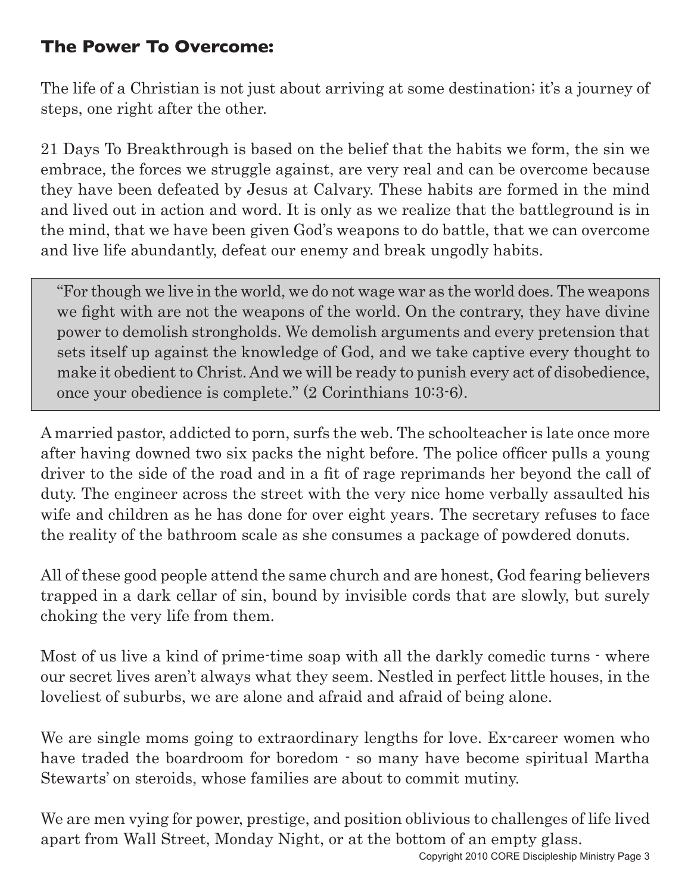## The Power To Overcome:

The life of a Christian is not just about arriving at some destination; it's a journey of steps, one right after the other.

21 Days To Breakthrough is based on the belief that the habits we form, the sin we embrace, the forces we struggle against, are very real and can be overcome because they have been defeated by Jesus at Calvary. These habits are formed in the mind and lived out in action and word. It is only as we realize that the battleground is in the mind, that we have been given God's weapons to do battle, that we can overcome and live life abundantly, defeat our enemy and break ungodly habits.

> "For though we live in the world, we do not wage war as the world does. The weapons we fight with are not the weapons of the world. On the contrary, they have divine power to demolish strongholds. We demolish arguments and every pretension that sets itself up against the knowledge of God, and we take captive every thought to make it obedient to Christ. And we will be ready to punish every act of disobedience, once your obedience is complete." (2 Corinthians 10:3-6).

A married pastor, addicted to porn, surfs the web. The schoolteacher is late once more after having downed two six packs the night before. The police officer pulls a young driver to the side of the road and in a fit of rage reprimands her beyond the call of duty. The engineer across the street with the very nice home verbally assaulted his wife and children as he has done for over eight years. The secretary refuses to face the reality of the bathroom scale as she consumes a package of powdered donuts.

All of these good people attend the same church and are honest, God fearing believers trapped in a dark cellar of sin, bound by invisible cords that are slowly, but surely choking the very life from them.

Most of us live a kind of prime-time soap with all the darkly comedic turns - where our secret lives aren't always what they seem. Nestled in perfect little houses, in the loveliest of suburbs, we are alone and afraid and afraid of being alone.

We are single moms going to extraordinary lengths for love. Ex-career women who have traded the boardroom for boredom - so many have become spiritual Martha Stewarts' on steroids, whose families are about to commit mutiny.

We are men vying for power, prestige, and position oblivious to challenges of life lived apart from Wall Street, Monday Night, or at the bottom of an empty glass.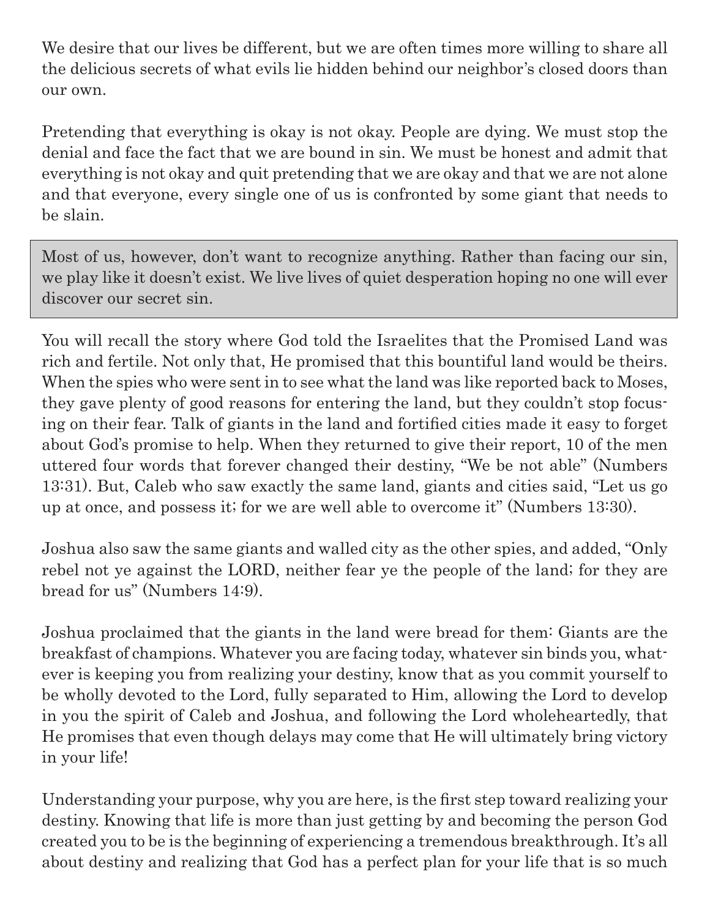We desire that our lives be different, but we are often times more willing to share all the delicious secrets of what evils lie hidden behind our neighbor's closed doors than our own.

Pretending that everything is okay is not okay. People are dying. We must stop the denial and face the fact that we are bound in sin. We must be honest and admit that everything is not okay and quit pretending that we are okay and that we are not alone and that everyone, every single one of us is confronted by some giant that needs to be slain.

> Most of us, however, don't want to recognize anything. Rather than facing our sin, we play like it doesn't exist. We live lives of quiet desperation hoping no one will ever discover our secret sin.

You will recall the story where God told the Israelites that the Promised Land was rich and fertile. Not only that, He promised that this bountiful land would be theirs. When the spies who were sent in to see what the land was like reported back to Moses, they gave plenty of good reasons for entering the land, but they couldn't stop focusing on their fear. Talk of giants in the land and fortified cities made it easy to forget about God's promise to help. When they returned to give their report, 10 of the men uttered four words that forever changed their destiny, "We be not able" (Numbers 13:31). But, Caleb who saw exactly the same land, giants and cities said, "Let us go up at once, and possess it; for we are well able to overcome it" (Numbers 13:30).

Joshua also saw the same giants and walled city as the other spies, and added, "Only rebel not ye against the LORD, neither fear ye the people of the land; for they are bread for us" (Numbers 14:9).

Joshua proclaimed that the giants in the land were bread for them: Giants are the breakfast of champions. Whatever you are facing today, whatever sin binds you, whatever is keeping you from realizing your destiny, know that as you commit yourself to be wholly devoted to the Lord, fully separated to Him, allowing the Lord to develop in you the spirit of Caleb and Joshua, and following the Lord wholeheartedly, that He promises that even though delays may come that He will ultimately bring victory in your life!

Understanding your purpose, why you are here, is the first step toward realizing your destiny. Knowing that life is more than just getting by and becoming the person God created you to be is the beginning of experiencing a tremendous breakthrough. It's all about destiny and realizing that God has a perfect plan for your life that is so much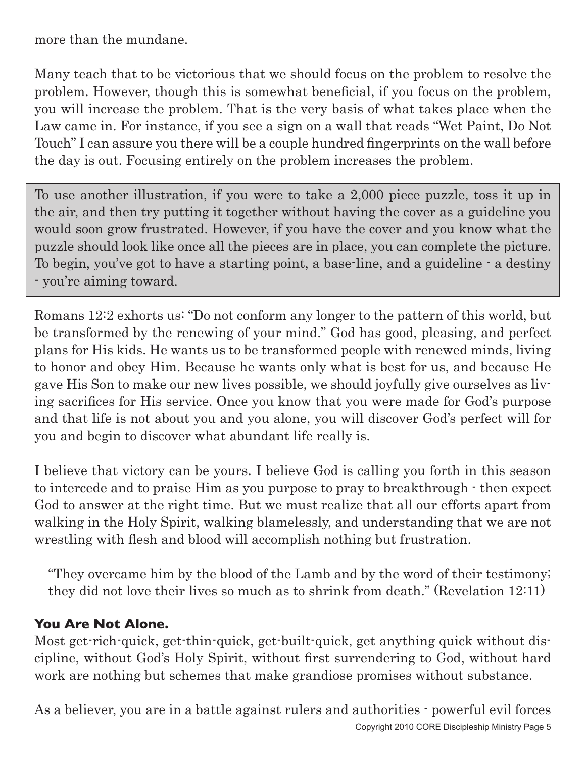more than the mundane.

Many teach that to be victorious that we should focus on the problem to resolve the problem. However, though this is somewhat beneficial, if you focus on the problem, you will increase the problem. That is the very basis of what takes place when the Law came in. For instance, if you see a sign on a wall that reads "Wet Paint, Do Not Touch" I can assure you there will be a couple hundred fingerprints on the wall before the day is out. Focusing entirely on the problem increases the problem.

> To use another illustration, if you were to take a 2,000 piece puzzle, toss it up in the air, and then try putting it together without having the cover as a guideline you would soon grow frustrated. However, if you have the cover and you know what the puzzle should look like once all the pieces are in place, you can complete the picture. To begin, you've got to have a starting point, a base-line, and a guideline - a destiny - you're aiming toward.

Romans 12:2 exhorts us: "Do not conform any longer to the pattern of this world, but be transformed by the renewing of your mind." God has good, pleasing, and perfect plans for His kids. He wants us to be transformed people with renewed minds, living to honor and obey Him. Because he wants only what is best for us, and because He gave His Son to make our new lives possible, we should joyfully give ourselves as living sacrifices for His service. Once you know that you were made for God's purpose and that life is not about you and you alone, you will discover God's perfect will for you and begin to discover what abundant life really is.

I believe that victory can be yours. I believe God is calling you forth in this season to intercede and to praise Him as you purpose to pray to breakthrough - then expect God to answer at the right time. But we must realize that all our efforts apart from walking in the Holy Spirit, walking blamelessly, and understanding that we are not wrestling with flesh and blood will accomplish nothing but frustration.

> "They overcame him by the blood of the Lamb and by the word of their testimony; they did not love their lives so much as to shrink from death." (Revelation 12:11)

**You Are Not Alone.**

Most get-rich-quick, get-thin-quick, get-built-quick, get anything quick without discipline, without God's Holy Spirit, without first surrendering to God, without hard work are nothing but schemes that make grandiose promises without substance.

As a believer, you are in a battle against rulers and authorities - powerful evil forces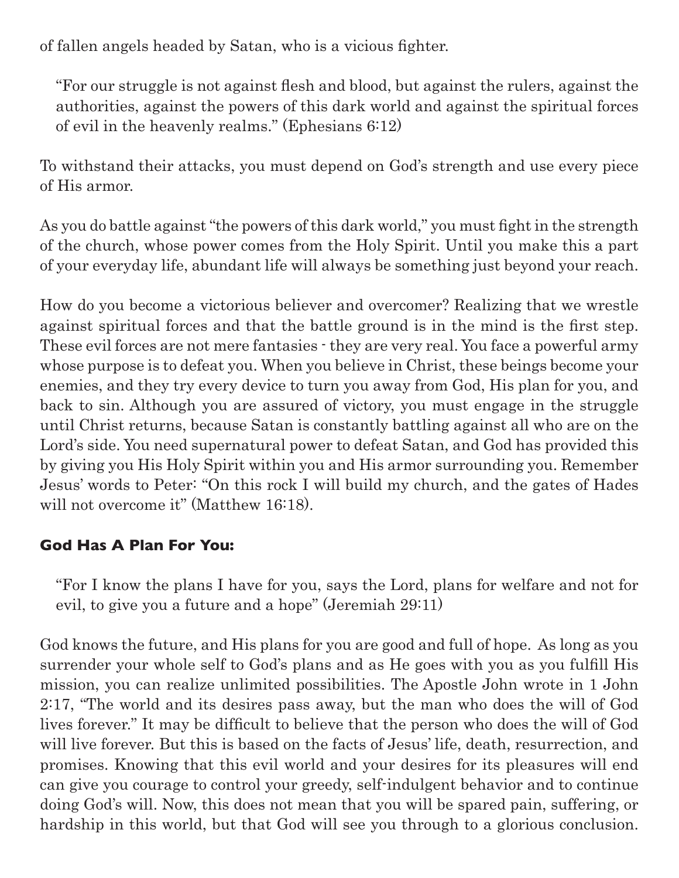of fallen angels headed by Satan, who is a vicious fighter.

> "For our struggle is not against flesh and blood, but against the rulers, against the authorities, against the powers of this dark world and against the spiritual forces of evil in the heavenly realms." (Ephesians 6:12)

To withstand their attacks, you must depend on God's strength and use every piece of His armor.

As you do battle against "the powers of this dark world," you must fight in the strength of the church, whose power comes from the Holy Spirit. Until you make this a part of your everyday life, abundant life will always be something just beyond your reach.

How do you become a victorious believer and overcomer? Realizing that we wrestle against spiritual forces and that the battle ground is in the mind is the first step. These evil forces are not mere fantasies - they are very real. You face a powerful army whose purpose is to defeat you. When you believe in Christ, these beings become your enemies, and they try every device to turn you away from God, His plan for you, and back to sin. Although you are assured of victory, you must engage in the struggle until Christ returns, because Satan is constantly battling against all who are on the Lord's side. You need supernatural power to defeat Satan, and God has provided this by giving you His Holy Spirit within you and His armor surrounding you. Remember Jesus' words to Peter: "On this rock I will build my church, and the gates of Hades will not overcome it" (Matthew 16:18).

### God Has A Plan For You:

> "For I know the plans I have for you, says the Lord, plans for welfare and not for evil, to give you a future and a hope" (Jeremiah 29:11)

God knows the future, and His plans for you are good and full of hope. As long as you surrender your whole self to God's plans and as He goes with you as you fulfill His mission, you can realize unlimited possibilities. The Apostle John wrote in 1 John 2:17, "The world and its desires pass away, but the man who does the will of God lives forever." It may be difficult to believe that the person who does the will of God will live forever. But this is based on the facts of Jesus' life, death, resurrection, and promises. Knowing that this evil world and your desires for its pleasures will end can give you courage to control your greedy, self-indulgent behavior and to continue doing God's will. Now, this does not mean that you will be spared pain, suffering, or hardship in this world, but that God will see you through to a glorious conclusion.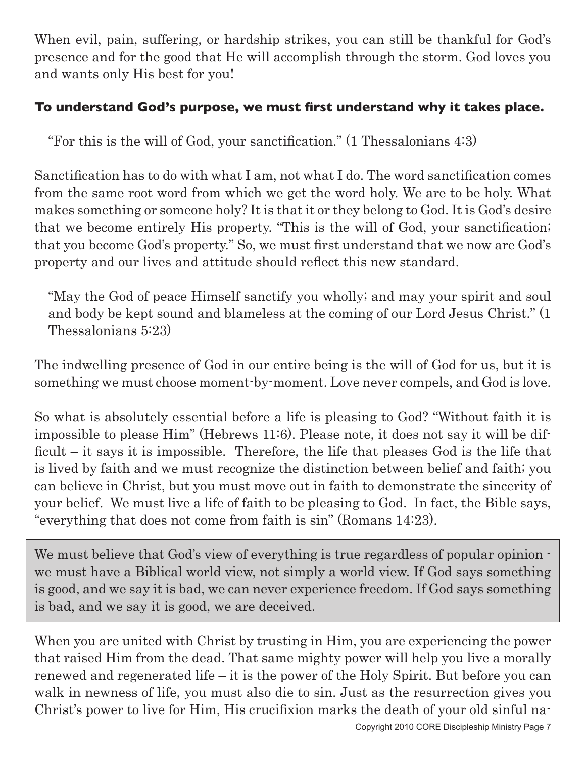When evil, pain, suffering, or hardship strikes, you can still be thankful for God's presence and for the good that He will accomplish through the storm. God loves you and wants only His best for you!

**To understand God's purpose, we must first understand why it takes place.**

> "For this is the will of God, your sanctification." (1 Thessalonians 4:3)

Sanctification has to do with what I am, not what I do. The word sanctification comes from the same root word from which we get the word holy. We are to be holy. What makes something or someone holy? It is that it or they belong to God. It is God's desire that we become entirely His property. "This is the will of God, your sanctification; that you become God's property." So, we must first understand that we now are God's property and our lives and attitude should reflect this new standard.

> "May the God of peace Himself sanctify you wholly; and may your spirit and soul and body be kept sound and blameless at the coming of our Lord Jesus Christ." (1 Thessalonians 5:23)

The indwelling presence of God in our entire being is the will of God for us, but it is something we must choose moment-by-moment. Love never compels, and God is love.

So what is absolutely essential before a life is pleasing to God? "Without faith it is impossible to please Him" (Hebrews 11:6). Please note, it does not say it will be difficult – it says it is impossible. Therefore, the life that pleases God is the life that is lived by faith and we must recognize the distinction between belief and faith; you can believe in Christ, but you must move out in faith to demonstrate the sincerity of your belief. We must live a life of faith to be pleasing to God. In fact, the Bible says, "everything that does not come from faith is sin" (Romans 14:23).

> We must believe that God's view of everything is true regardless of popular opinion - we must have a Biblical world view, not simply a world view. If God says something is good, and we say it is bad, we can never experience freedom. If God says something is bad, and we say it is good, we are deceived.

When you are united with Christ by trusting in Him, you are experiencing the power that raised Him from the dead. That same mighty power will help you live a morally renewed and regenerated life – it is the power of the Holy Spirit. But before you can walk in newness of life, you must also die to sin. Just as the resurrection gives you Christ's power to live for Him, His crucifixion marks the death of your old sinful na-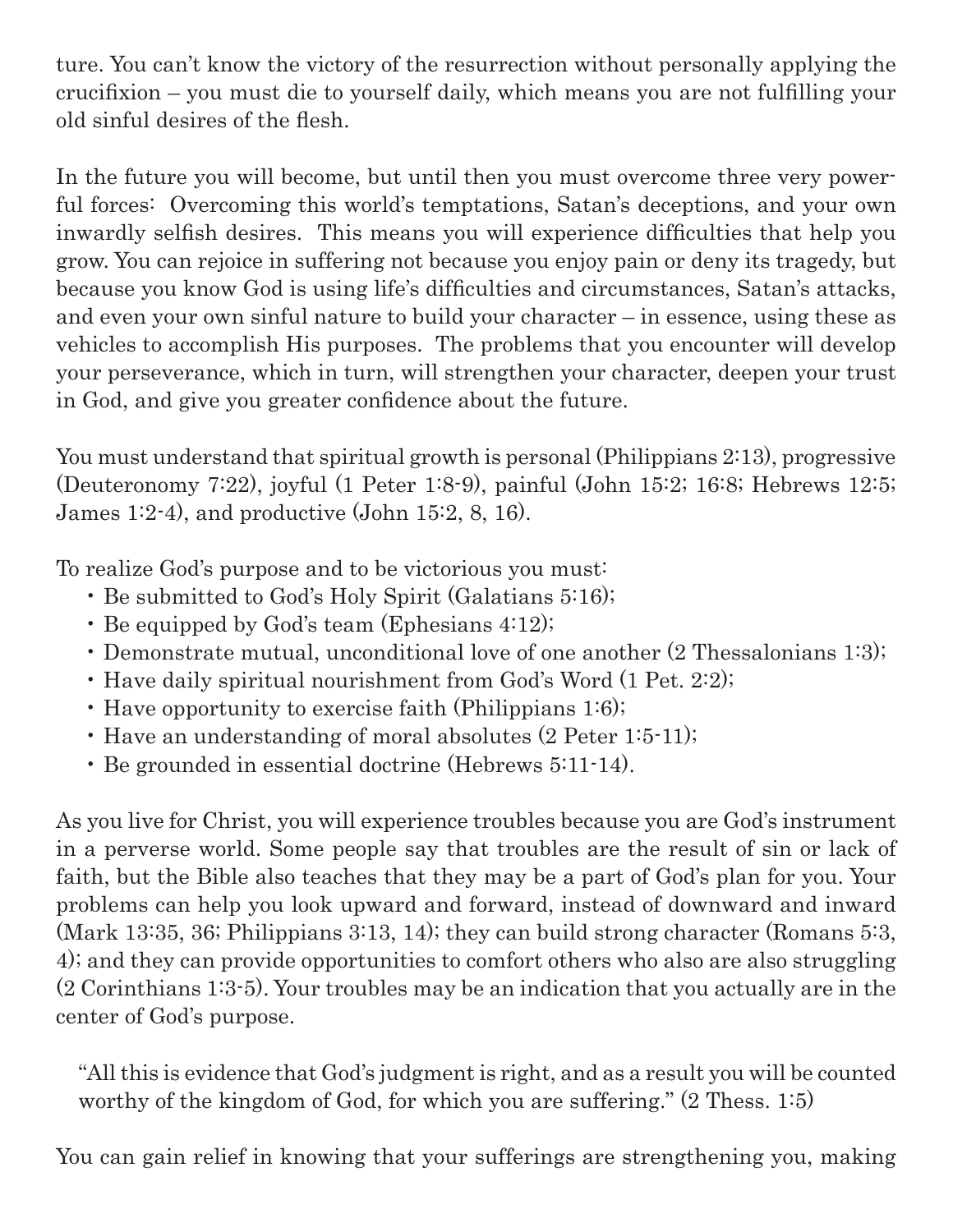ture. You can't know the victory of the resurrection without personally applying the crucifixion – you must die to yourself daily, which means you are not fulfilling your old sinful desires of the flesh.

In the future you will become, but until then you must overcome three very powerful forces: Overcoming this world's temptations, Satan's deceptions, and your own inwardly selfish desires. This means you will experience difficulties that help you grow. You can rejoice in suffering not because you enjoy pain or deny its tragedy, but because you know God is using life's difficulties and circumstances, Satan's attacks, and even your own sinful nature to build your character – in essence, using these as vehicles to accomplish His purposes. The problems that you encounter will develop your perseverance, which in turn, will strengthen your character, deepen your trust in God, and give you greater confidence about the future.

You must understand that spiritual growth is personal (Philippians 2:13), progressive (Deuteronomy 7:22), joyful (1 Peter 1:8-9), painful (John 15:2; 16:8; Hebrews 12:5; James 1:2-4), and productive (John 15:2, 8, 16).

To realize God's purpose and to be victorious you must:

- Be submitted to God's Holy Spirit (Galatians 5:16);
- Be equipped by God's team (Ephesians 4:12);
- Demonstrate mutual, unconditional love of one another (2 Thessalonians 1:3);
- Have daily spiritual nourishment from God's Word (1 Pet. 2:2);
- Have opportunity to exercise faith (Philippians 1:6);
- Have an understanding of moral absolutes (2 Peter 1:5-11);
- Be grounded in essential doctrine (Hebrews 5:11-14).

As you live for Christ, you will experience troubles because you are God's instrument in a perverse world. Some people say that troubles are the result of sin or lack of faith, but the Bible also teaches that they may be a part of God's plan for you. Your problems can help you look upward and forward, instead of downward and inward (Mark 13:35, 36; Philippians 3:13, 14); they can build strong character (Romans 5:3, 4); and they can provide opportunities to comfort others who also are also struggling (2 Corinthians 1:3-5). Your troubles may be an indication that you actually are in the center of God's purpose.

> "All this is evidence that God's judgment is right, and as a result you will be counted worthy of the kingdom of God, for which you are suffering." (2 Thess. 1:5)

You can gain relief in knowing that your sufferings are strengthening you, making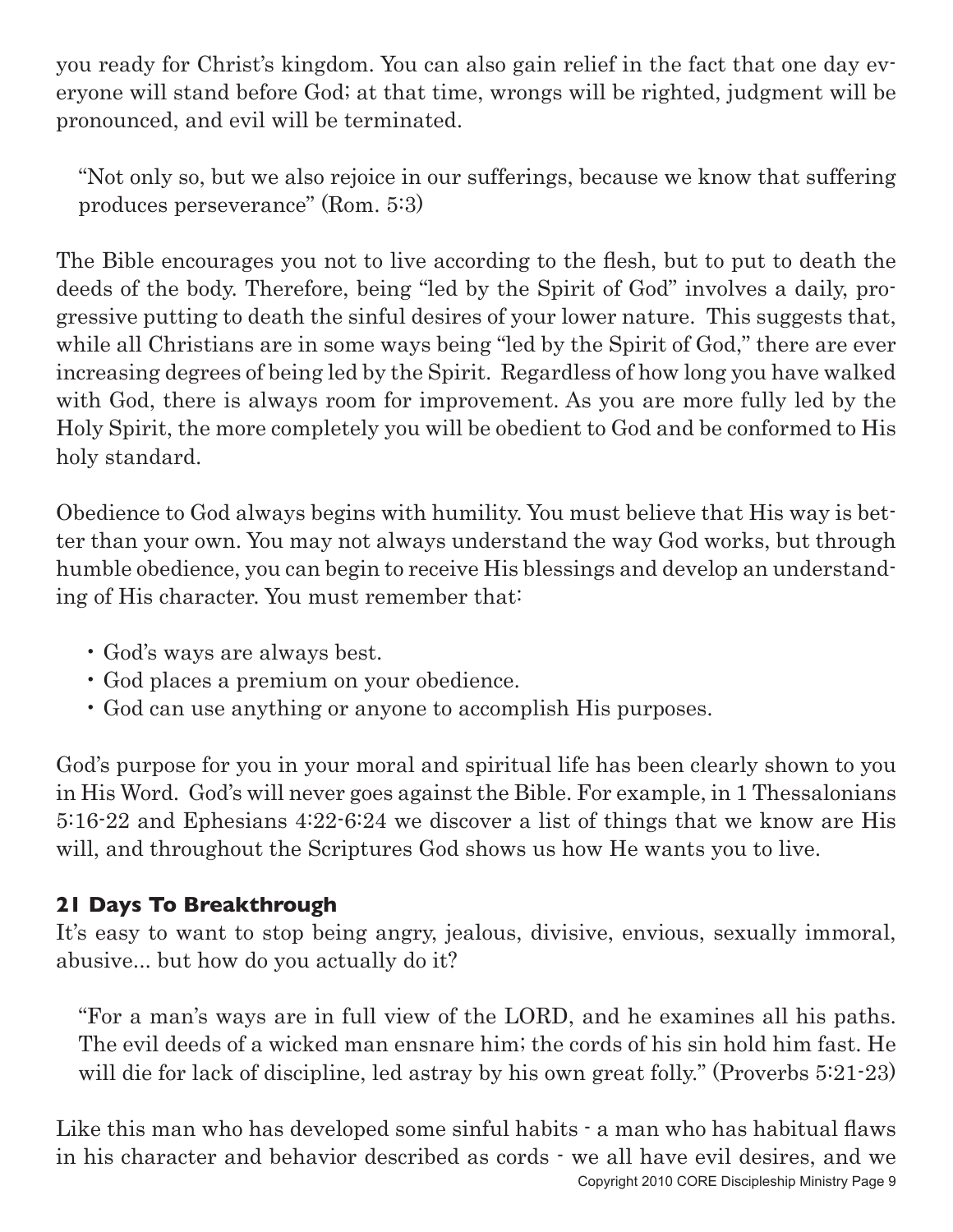you ready for Christ's kingdom. You can also gain relief in the fact that one day everyone will stand before God; at that time, wrongs will be righted, judgment will be pronounced, and evil will be terminated.

> "Not only so, but we also rejoice in our sufferings, because we know that suffering produces perseverance" (Rom. 5:3)

The Bible encourages you not to live according to the flesh, but to put to death the deeds of the body. Therefore, being "led by the Spirit of God" involves a daily, progressive putting to death the sinful desires of your lower nature. This suggests that, while all Christians are in some ways being "led by the Spirit of God," there are ever increasing degrees of being led by the Spirit. Regardless of how long you have walked with God, there is always room for improvement. As you are more fully led by the Holy Spirit, the more completely you will be obedient to God and be conformed to His holy standard.

Obedience to God always begins with humility. You must believe that His way is better than your own. You may not always understand the way God works, but through humble obedience, you can begin to receive His blessings and develop an understanding of His character. You must remember that:

- God's ways are always best.
- God places a premium on your obedience.
- God can use anything or anyone to accomplish His purposes.

God's purpose for you in your moral and spiritual life has been clearly shown to you in His Word. God's will never goes against the Bible. For example, in 1 Thessalonians 5:16-22 and Ephesians 4:22-6:24 we discover a list of things that we know are His will, and throughout the Scriptures God shows us how He wants you to live.

### 21 Days To Breakthrough

It's easy to want to stop being angry, jealous, divisive, envious, sexually immoral, abusive... but how do you actually do it?

> "For a man's ways are in full view of the LORD, and he examines all his paths. The evil deeds of a wicked man ensnare him; the cords of his sin hold him fast. He will die for lack of discipline, led astray by his own great folly." (Proverbs 5:21-23)

Like this man who has developed some sinful habits - a man who has habitual flaws in his character and behavior described as cords - we all have evil desires, and we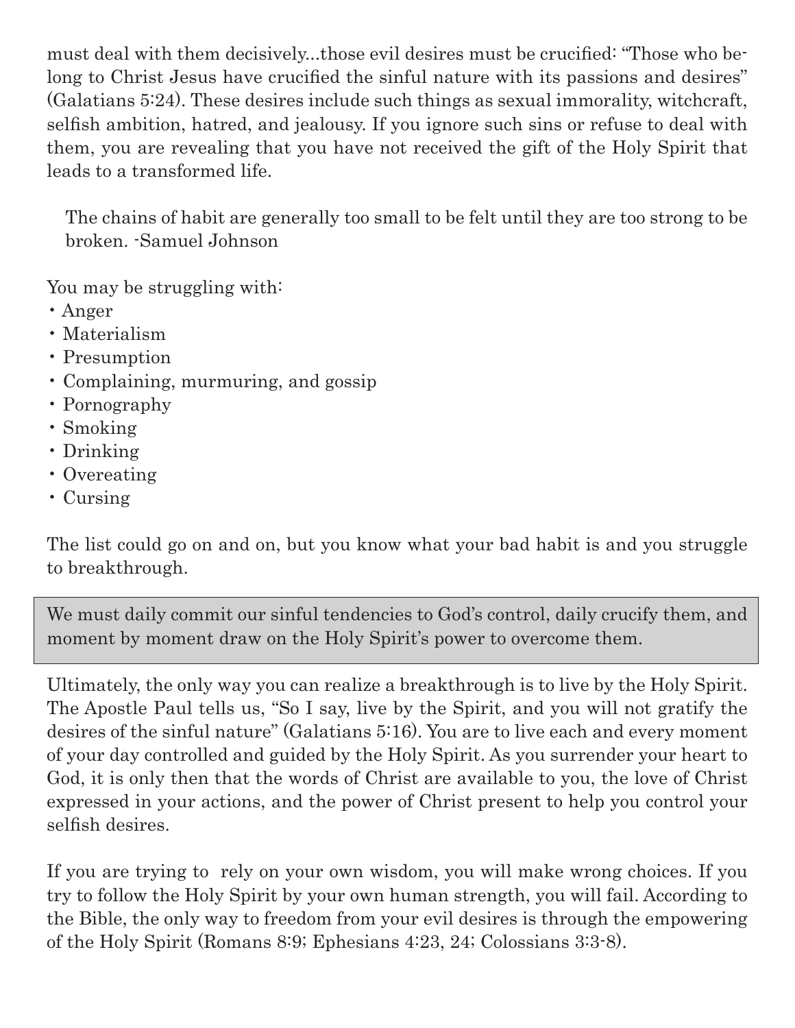must deal with them decisively...those evil desires must be crucified: "Those who belong to Christ Jesus have crucified the sinful nature with its passions and desires" (Galatians 5:24). These desires include such things as sexual immorality, witchcraft, selfish ambition, hatred, and jealousy. If you ignore such sins or refuse to deal with them, you are revealing that you have not received the gift of the Holy Spirit that leads to a transformed life.

> The chains of habit are generally too small to be felt until they are too strong to be broken. -Samuel Johnson

You may be struggling with:

- Anger
- Materialism
- Presumption
- Complaining, murmuring, and gossip
- Pornography
- Smoking
- Drinking
- Overeating
- Cursing

The list could go on and on, but you know what your bad habit is and you struggle to breakthrough.

> We must daily commit our sinful tendencies to God's control, daily crucify them, and moment by moment draw on the Holy Spirit's power to overcome them.

Ultimately, the only way you can realize a breakthrough is to live by the Holy Spirit. The Apostle Paul tells us, "So I say, live by the Spirit, and you will not gratify the desires of the sinful nature" (Galatians 5:16). You are to live each and every moment of your day controlled and guided by the Holy Spirit. As you surrender your heart to God, it is only then that the words of Christ are available to you, the love of Christ expressed in your actions, and the power of Christ present to help you control your selfish desires.

If you are trying to rely on your own wisdom, you will make wrong choices. If you try to follow the Holy Spirit by your own human strength, you will fail. According to the Bible, the only way to freedom from your evil desires is through the empowering of the Holy Spirit (Romans 8:9; Ephesians 4:23, 24; Colossians 3:3-8).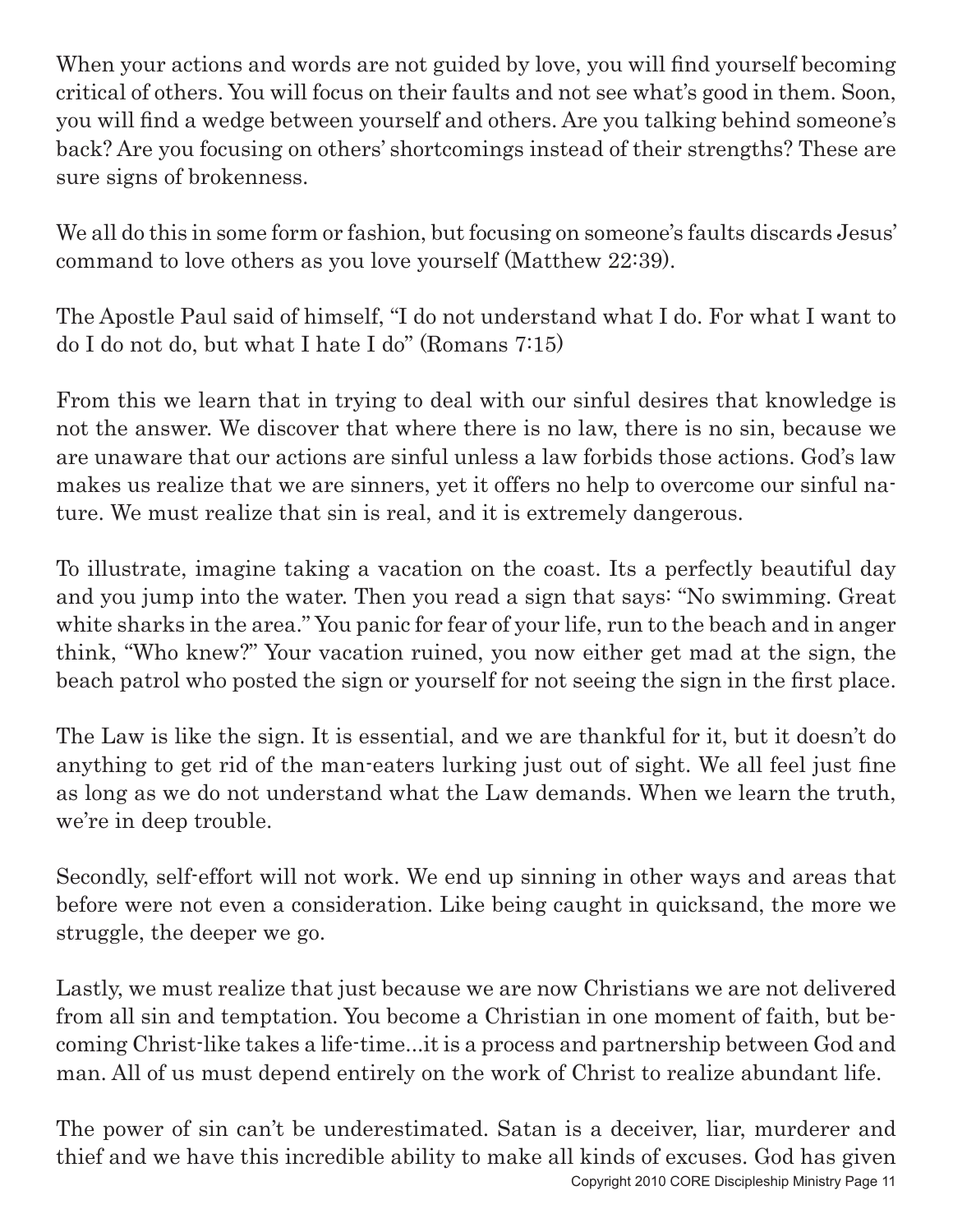When your actions and words are not guided by love, you will find yourself becoming critical of others. You will focus on their faults and not see what's good in them. Soon, you will find a wedge between yourself and others. Are you talking behind someone's back? Are you focusing on others' shortcomings instead of their strengths? These are sure signs of brokenness.

We all do this in some form or fashion, but focusing on someone's faults discards Jesus' command to love others as you love yourself (Matthew 22:39).

The Apostle Paul said of himself, "I do not understand what I do. For what I want to do I do not do, but what I hate I do" (Romans 7:15)

From this we learn that in trying to deal with our sinful desires that knowledge is not the answer. We discover that where there is no law, there is no sin, because we are unaware that our actions are sinful unless a law forbids those actions. God's law makes us realize that we are sinners, yet it offers no help to overcome our sinful nature. We must realize that sin is real, and it is extremely dangerous.

To illustrate, imagine taking a vacation on the coast. Its a perfectly beautiful day and you jump into the water. Then you read a sign that says: "No swimming. Great white sharks in the area." You panic for fear of your life, run to the beach and in anger think, "Who knew?" Your vacation ruined, you now either get mad at the sign, the beach patrol who posted the sign or yourself for not seeing the sign in the first place.

The Law is like the sign. It is essential, and we are thankful for it, but it doesn't do anything to get rid of the man-eaters lurking just out of sight. We all feel just fine as long as we do not understand what the Law demands. When we learn the truth, we're in deep trouble.

Secondly, self-effort will not work. We end up sinning in other ways and areas that before were not even a consideration. Like being caught in quicksand, the more we struggle, the deeper we go.

Lastly, we must realize that just because we are now Christians we are not delivered from all sin and temptation. You become a Christian in one moment of faith, but becoming Christ-like takes a life-time...it is a process and partnership between God and man. All of us must depend entirely on the work of Christ to realize abundant life.

The power of sin can't be underestimated. Satan is a deceiver, liar, murderer and thief and we have this incredible ability to make all kinds of excuses. God has given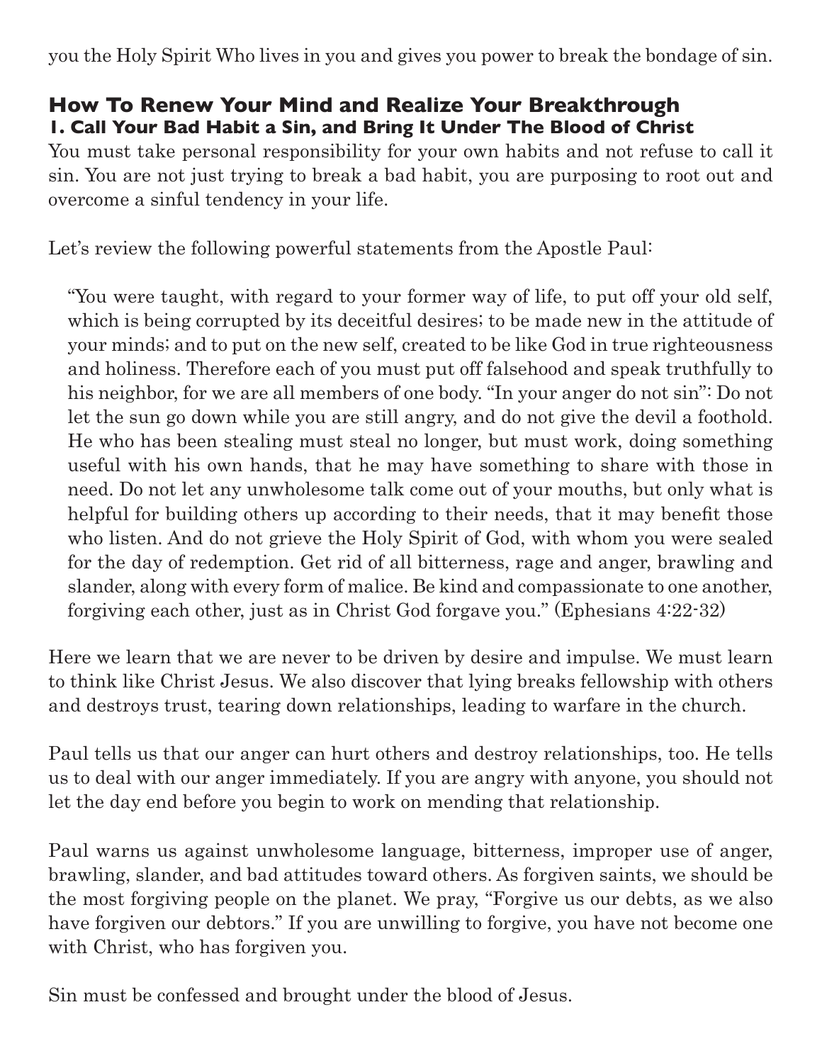you the Holy Spirit Who lives in you and gives you power to break the bondage of sin.

## How To Renew Your Mind and Realize Your Breakthrough

### 1. Call Your Bad Habit a Sin, and Bring It Under The Blood of Christ

You must take personal responsibility for your own habits and not refuse to call it sin. You are not just trying to break a bad habit, you are purposing to root out and overcome a sinful tendency in your life.

Let's review the following powerful statements from the Apostle Paul:

> "You were taught, with regard to your former way of life, to put off your old self, which is being corrupted by its deceitful desires; to be made new in the attitude of your minds; and to put on the new self, created to be like God in true righteousness and holiness. Therefore each of you must put off falsehood and speak truthfully to his neighbor, for we are all members of one body. "In your anger do not sin": Do not let the sun go down while you are still angry, and do not give the devil a foothold. He who has been stealing must steal no longer, but must work, doing something useful with his own hands, that he may have something to share with those in need. Do not let any unwholesome talk come out of your mouths, but only what is helpful for building others up according to their needs, that it may benefit those who listen. And do not grieve the Holy Spirit of God, with whom you were sealed for the day of redemption. Get rid of all bitterness, rage and anger, brawling and slander, along with every form of malice. Be kind and compassionate to one another, forgiving each other, just as in Christ God forgave you." (Ephesians 4:22-32)

Here we learn that we are never to be driven by desire and impulse. We must learn to think like Christ Jesus. We also discover that lying breaks fellowship with others and destroys trust, tearing down relationships, leading to warfare in the church.

Paul tells us that our anger can hurt others and destroy relationships, too. He tells us to deal with our anger immediately. If you are angry with anyone, you should not let the day end before you begin to work on mending that relationship.

Paul warns us against unwholesome language, bitterness, improper use of anger, brawling, slander, and bad attitudes toward others. As forgiven saints, we should be the most forgiving people on the planet. We pray, "Forgive us our debts, as we also have forgiven our debtors." If you are unwilling to forgive, you have not become one with Christ, who has forgiven you.

Sin must be confessed and brought under the blood of Jesus.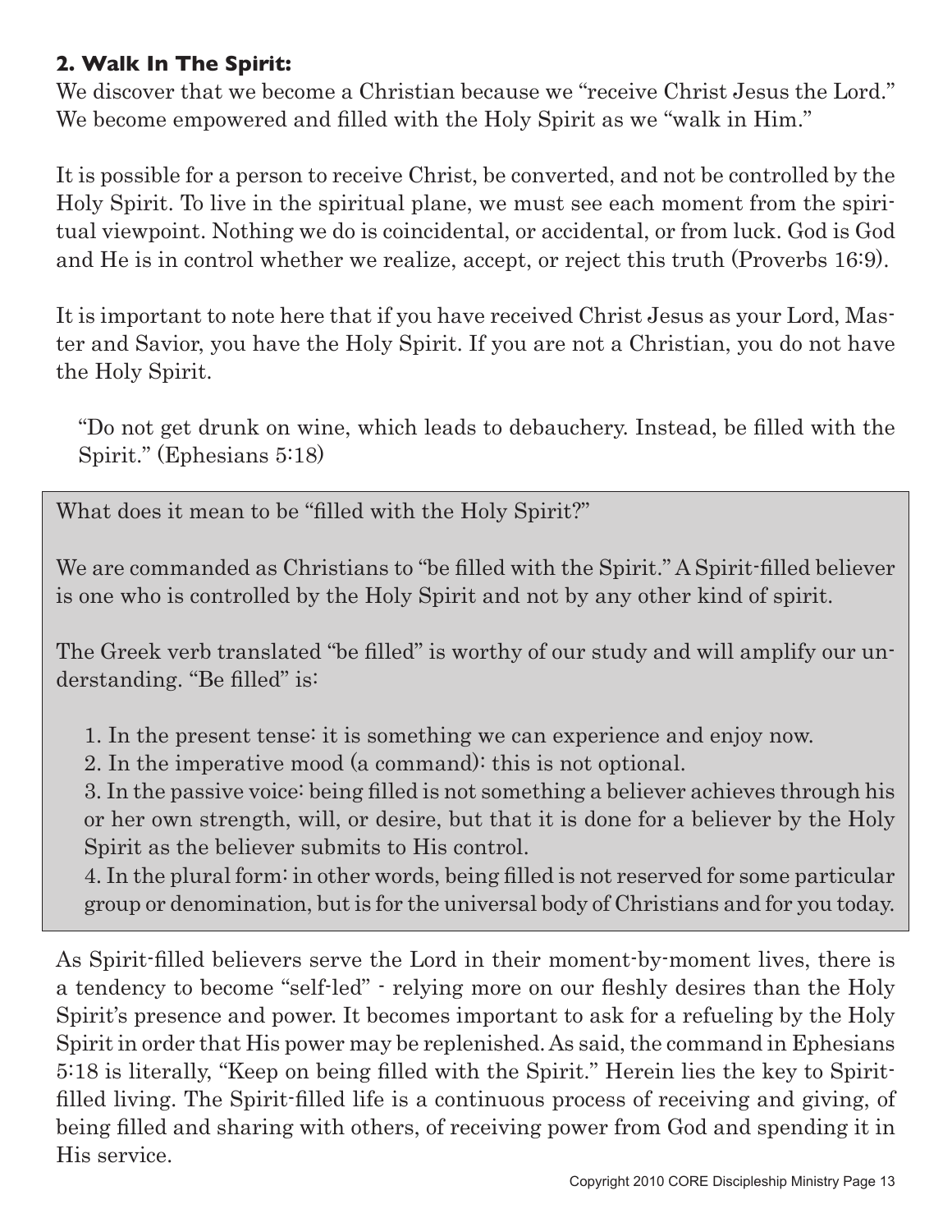**2. Walk In The Spirit:**

We discover that we become a Christian because we "receive Christ Jesus the Lord." We become empowered and filled with the Holy Spirit as we "walk in Him."

It is possible for a person to receive Christ, be converted, and not be controlled by the Holy Spirit. To live in the spiritual plane, we must see each moment from the spiritual viewpoint. Nothing we do is coincidental, or accidental, or from luck. God is God and He is in control whether we realize, accept, or reject this truth (Proverbs 16:9).

It is important to note here that if you have received Christ Jesus as your Lord, Master and Savior, you have the Holy Spirit. If you are not a Christian, you do not have the Holy Spirit.

> "Do not get drunk on wine, which leads to debauchery. Instead, be filled with the Spirit." (Ephesians 5:18)

What does it mean to be "filled with the Holy Spirit?"

We are commanded as Christians to "be filled with the Spirit." A Spirit-filled believer is one who is controlled by the Holy Spirit and not by any other kind of spirit.

The Greek verb translated "be filled" is worthy of our study and will amplify our understanding. "Be filled" is:

1. In the present tense: it is something we can experience and enjoy now.
2. In the imperative mood (a command): this is not optional.
3. In the passive voice: being filled is not something a believer achieves through his or her own strength, will, or desire, but that it is done for a believer by the Holy Spirit as the believer submits to His control.
4. In the plural form: in other words, being filled is not reserved for some particular group or denomination, but is for the universal body of Christians and for you today.

As Spirit-filled believers serve the Lord in their moment-by-moment lives, there is a tendency to become "self-led" - relying more on our fleshly desires than the Holy Spirit's presence and power. It becomes important to ask for a refueling by the Holy Spirit in order that His power may be replenished. As said, the command in Ephesians 5:18 is literally, "Keep on being filled with the Spirit." Herein lies the key to Spirit-filled living. The Spirit-filled life is a continuous process of receiving and giving, of being filled and sharing with others, of receiving power from God and spending it in His service.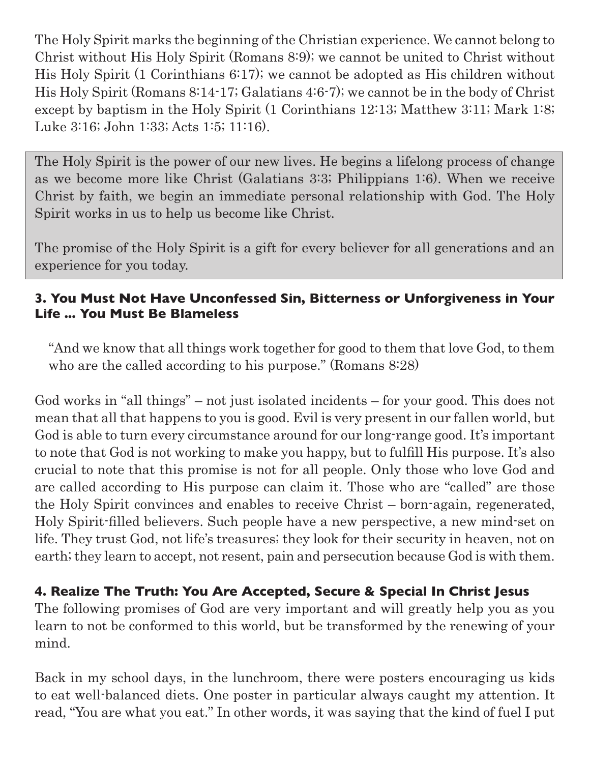The Holy Spirit marks the beginning of the Christian experience. We cannot belong to Christ without His Holy Spirit (Romans 8:9); we cannot be united to Christ without His Holy Spirit (1 Corinthians 6:17); we cannot be adopted as His children without His Holy Spirit (Romans 8:14-17; Galatians 4:6-7); we cannot be in the body of Christ except by baptism in the Holy Spirit (1 Corinthians 12:13; Matthew 3:11; Mark 1:8; Luke 3:16; John 1:33; Acts 1:5; 11:16).

The Holy Spirit is the power of our new lives. He begins a lifelong process of change as we become more like Christ (Galatians 3:3; Philippians 1:6). When we receive Christ by faith, we begin an immediate personal relationship with God. The Holy Spirit works in us to help us become like Christ.

The promise of the Holy Spirit is a gift for every believer for all generations and an experience for you today.

### 3. You Must Not Have Unconfessed Sin, Bitterness or Unforgiveness in Your Life ... You Must Be Blameless

> "And we know that all things work together for good to them that love God, to them who are the called according to his purpose." (Romans 8:28)

God works in "all things" – not just isolated incidents – for your good. This does not mean that all that happens to you is good. Evil is very present in our fallen world, but God is able to turn every circumstance around for our long-range good. It's important to note that God is not working to make you happy, but to fulfill His purpose. It's also crucial to note that this promise is not for all people. Only those who love God and are called according to His purpose can claim it. Those who are "called" are those the Holy Spirit convinces and enables to receive Christ – born-again, regenerated, Holy Spirit-filled believers. Such people have a new perspective, a new mind-set on life. They trust God, not life's treasures; they look for their security in heaven, not on earth; they learn to accept, not resent, pain and persecution because God is with them.

### 4. Realize The Truth: You Are Accepted, Secure & Special In Christ Jesus

The following promises of God are very important and will greatly help you as you learn to not be conformed to this world, but be transformed by the renewing of your mind.

Back in my school days, in the lunchroom, there were posters encouraging us kids to eat well-balanced diets. One poster in particular always caught my attention. It read, "You are what you eat." In other words, it was saying that the kind of fuel I put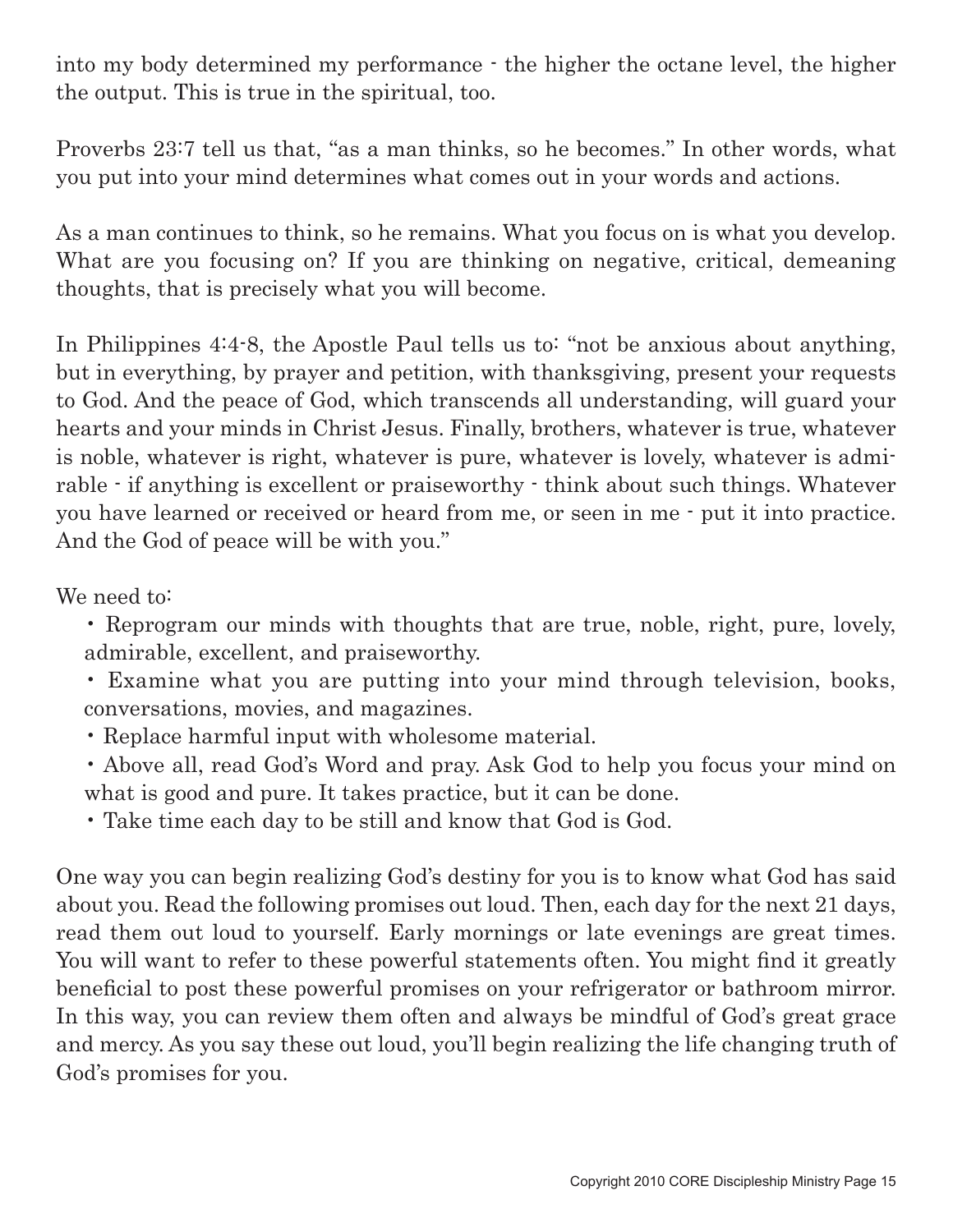into my body determined my performance - the higher the octane level, the higher the output. This is true in the spiritual, too.

Proverbs 23:7 tell us that, "as a man thinks, so he becomes." In other words, what you put into your mind determines what comes out in your words and actions.

As a man continues to think, so he remains. What you focus on is what you develop. What are you focusing on? If you are thinking on negative, critical, demeaning thoughts, that is precisely what you will become.

In Philippines 4:4-8, the Apostle Paul tells us to: "not be anxious about anything, but in everything, by prayer and petition, with thanksgiving, present your requests to God. And the peace of God, which transcends all understanding, will guard your hearts and your minds in Christ Jesus. Finally, brothers, whatever is true, whatever is noble, whatever is right, whatever is pure, whatever is lovely, whatever is admirable - if anything is excellent or praiseworthy - think about such things. Whatever you have learned or received or heard from me, or seen in me - put it into practice. And the God of peace will be with you."

We need to:

- Reprogram our minds with thoughts that are true, noble, right, pure, lovely, admirable, excellent, and praiseworthy.
- Examine what you are putting into your mind through television, books, conversations, movies, and magazines.
- Replace harmful input with wholesome material.
- Above all, read God's Word and pray. Ask God to help you focus your mind on what is good and pure. It takes practice, but it can be done.
- Take time each day to be still and know that God is God.

One way you can begin realizing God's destiny for you is to know what God has said about you. Read the following promises out loud. Then, each day for the next 21 days, read them out loud to yourself. Early mornings or late evenings are great times. You will want to refer to these powerful statements often. You might find it greatly beneficial to post these powerful promises on your refrigerator or bathroom mirror. In this way, you can review them often and always be mindful of God's great grace and mercy. As you say these out loud, you'll begin realizing the life changing truth of God's promises for you.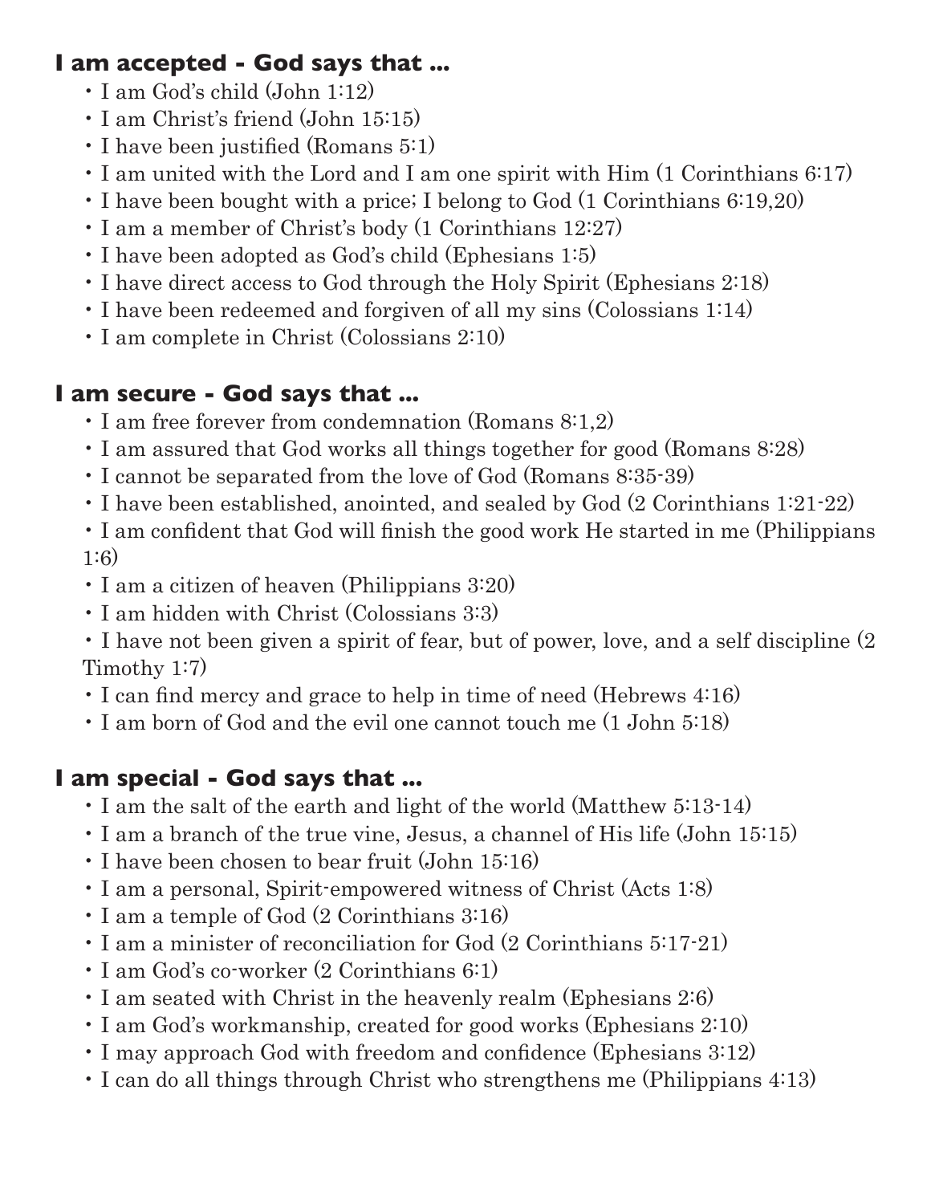### **I am accepted - God says that ...**

- I am God's child (John 1:12)
- I am Christ's friend (John 15:15)
- I have been justified (Romans 5:1)
- I am united with the Lord and I am one spirit with Him (1 Corinthians 6:17)
- I have been bought with a price; I belong to God (1 Corinthians 6:19,20)
- I am a member of Christ's body (1 Corinthians 12:27)
- I have been adopted as God's child (Ephesians 1:5)
- I have direct access to God through the Holy Spirit (Ephesians 2:18)
- I have been redeemed and forgiven of all my sins (Colossians 1:14)
- I am complete in Christ (Colossians 2:10)

### **I am secure - God says that ...**

- I am free forever from condemnation (Romans 8:1,2)
- I am assured that God works all things together for good (Romans 8:28)
- I cannot be separated from the love of God (Romans 8:35-39)
- I have been established, anointed, and sealed by God (2 Corinthians 1:21-22)
- I am confident that God will finish the good work He started in me (Philippians 1:6)
- I am a citizen of heaven (Philippians 3:20)
- I am hidden with Christ (Colossians 3:3)
- I have not been given a spirit of fear, but of power, love, and a self discipline (2 Timothy 1:7)
- I can find mercy and grace to help in time of need (Hebrews 4:16)
- I am born of God and the evil one cannot touch me (1 John 5:18)

### **I am special - God says that ...**

- I am the salt of the earth and light of the world (Matthew 5:13-14)
- I am a branch of the true vine, Jesus, a channel of His life (John 15:15)
- I have been chosen to bear fruit (John 15:16)
- I am a personal, Spirit-empowered witness of Christ (Acts 1:8)
- I am a temple of God (2 Corinthians 3:16)
- I am a minister of reconciliation for God (2 Corinthians 5:17-21)
- I am God's co-worker (2 Corinthians 6:1)
- I am seated with Christ in the heavenly realm (Ephesians 2:6)
- I am God's workmanship, created for good works (Ephesians 2:10)
- I may approach God with freedom and confidence (Ephesians 3:12)
- I can do all things through Christ who strengthens me (Philippians 4:13)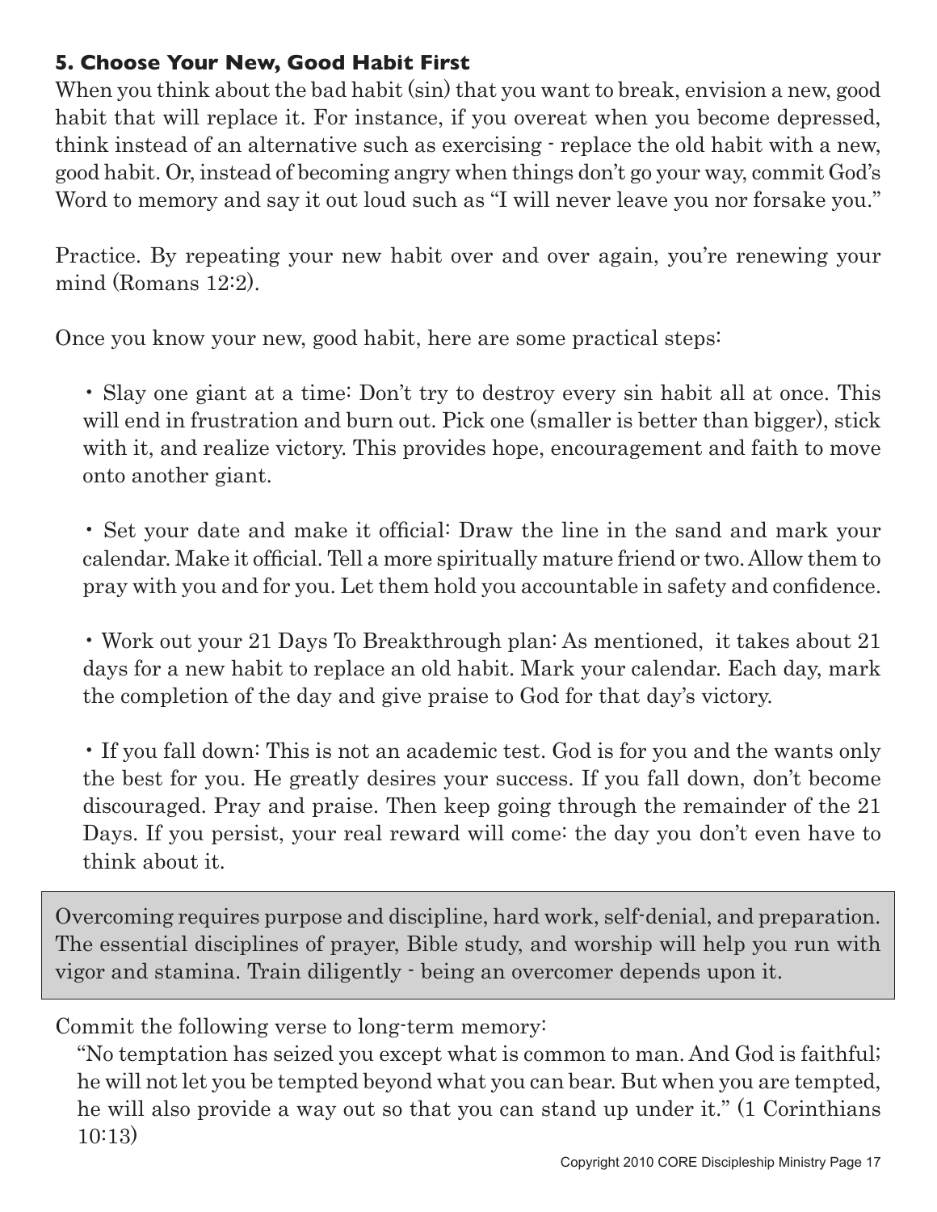### 5. Choose Your New, Good Habit First

When you think about the bad habit (sin) that you want to break, envision a new, good habit that will replace it. For instance, if you overeat when you become depressed, think instead of an alternative such as exercising - replace the old habit with a new, good habit. Or, instead of becoming angry when things don't go your way, commit God's Word to memory and say it out loud such as "I will never leave you nor forsake you."

Practice. By repeating your new habit over and over again, you're renewing your mind (Romans 12:2).

Once you know your new, good habit, here are some practical steps:

- Slay one giant at a time: Don't try to destroy every sin habit all at once. This will end in frustration and burn out. Pick one (smaller is better than bigger), stick with it, and realize victory. This provides hope, encouragement and faith to move onto another giant.

- Set your date and make it official: Draw the line in the sand and mark your calendar. Make it official. Tell a more spiritually mature friend or two. Allow them to pray with you and for you. Let them hold you accountable in safety and confidence.

- Work out your 21 Days To Breakthrough plan: As mentioned, it takes about 21 days for a new habit to replace an old habit. Mark your calendar. Each day, mark the completion of the day and give praise to God for that day's victory.

- If you fall down: This is not an academic test. God is for you and the wants only the best for you. He greatly desires your success. If you fall down, don't become discouraged. Pray and praise. Then keep going through the remainder of the 21 Days. If you persist, your real reward will come: the day you don't even have to think about it.

> Overcoming requires purpose and discipline, hard work, self-denial, and preparation. The essential disciplines of prayer, Bible study, and worship will help you run with vigor and stamina. Train diligently - being an overcomer depends upon it.

Commit the following verse to long-term memory:

"No temptation has seized you except what is common to man. And God is faithful; he will not let you be tempted beyond what you can bear. But when you are tempted, he will also provide a way out so that you can stand up under it." (1 Corinthians 10:13)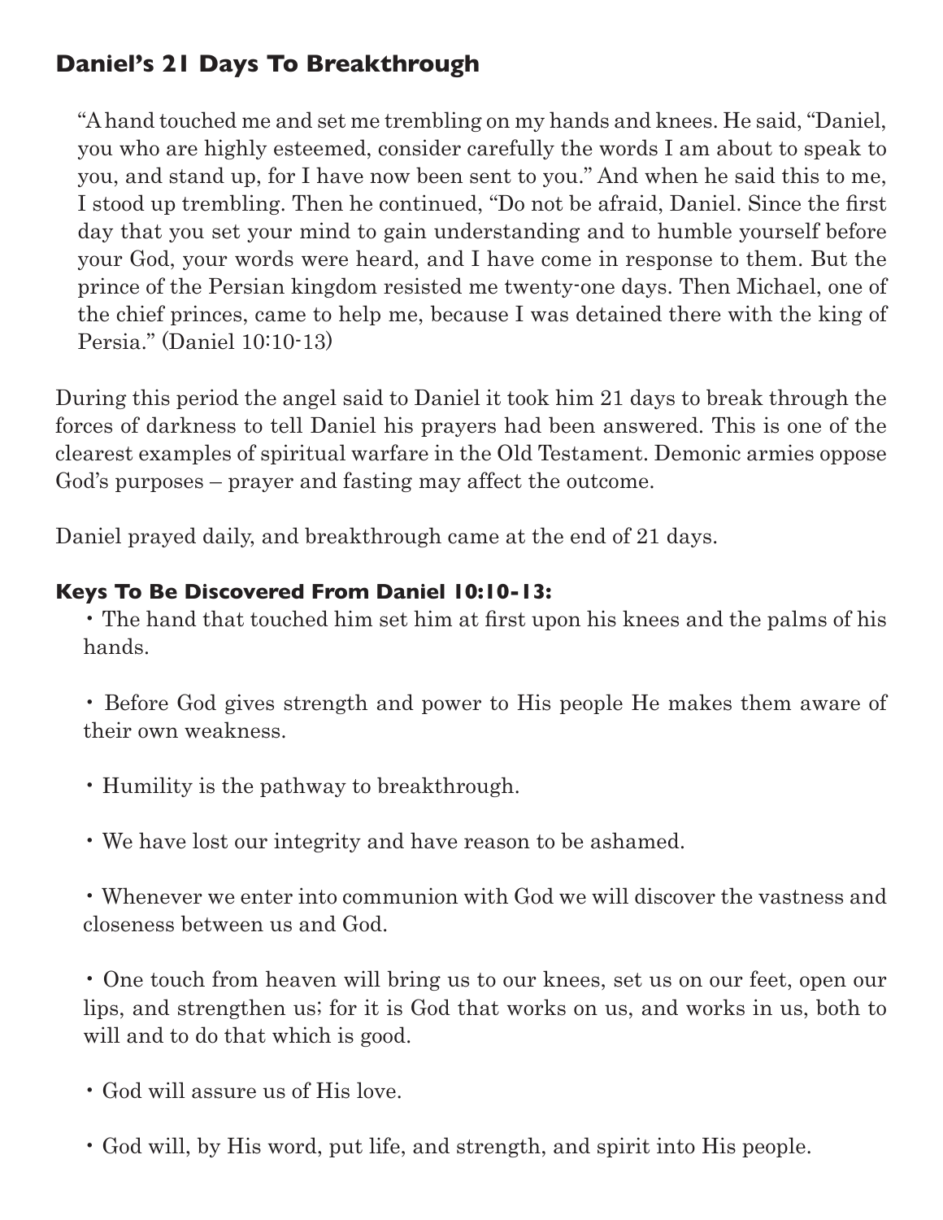## Daniel's 21 Days To Breakthrough

> "A hand touched me and set me trembling on my hands and knees. He said, "Daniel, you who are highly esteemed, consider carefully the words I am about to speak to you, and stand up, for I have now been sent to you." And when he said this to me, I stood up trembling. Then he continued, "Do not be afraid, Daniel. Since the first day that you set your mind to gain understanding and to humble yourself before your God, your words were heard, and I have come in response to them. But the prince of the Persian kingdom resisted me twenty-one days. Then Michael, one of the chief princes, came to help me, because I was detained there with the king of Persia." (Daniel 10:10-13)

During this period the angel said to Daniel it took him 21 days to break through the forces of darkness to tell Daniel his prayers had been answered. This is one of the clearest examples of spiritual warfare in the Old Testament. Demonic armies oppose God's purposes – prayer and fasting may affect the outcome.

Daniel prayed daily, and breakthrough came at the end of 21 days.

### Keys To Be Discovered From Daniel 10:10-13:

- The hand that touched him set him at first upon his knees and the palms of his hands.
- Before God gives strength and power to His people He makes them aware of their own weakness.
- Humility is the pathway to breakthrough.
- We have lost our integrity and have reason to be ashamed.
- Whenever we enter into communion with God we will discover the vastness and closeness between us and God.
- One touch from heaven will bring us to our knees, set us on our feet, open our lips, and strengthen us; for it is God that works on us, and works in us, both to will and to do that which is good.
- God will assure us of His love.
- God will, by His word, put life, and strength, and spirit into His people.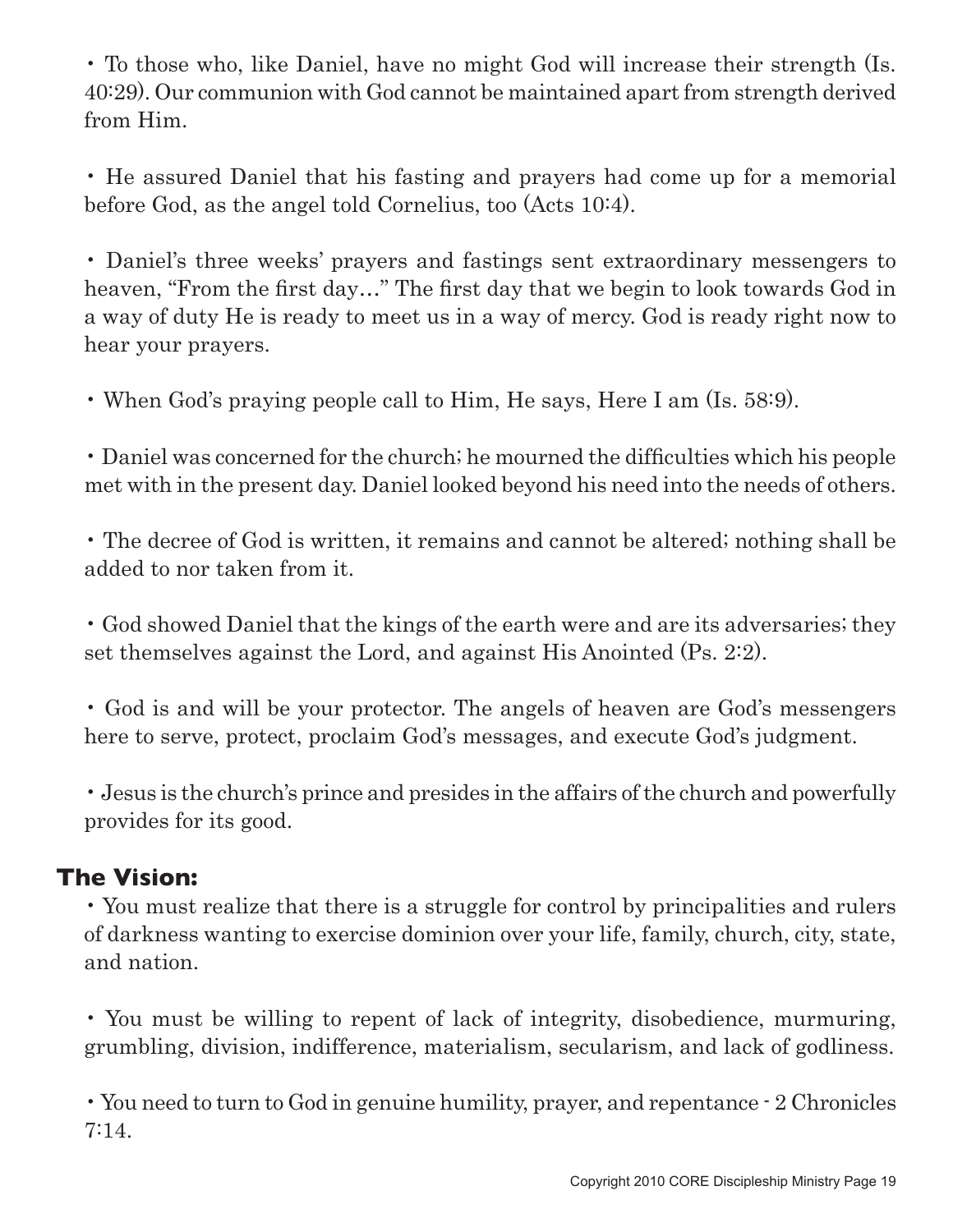• To those who, like Daniel, have no might God will increase their strength (Is. 40:29). Our communion with God cannot be maintained apart from strength derived from Him.

• He assured Daniel that his fasting and prayers had come up for a memorial before God, as the angel told Cornelius, too (Acts 10:4).

• Daniel's three weeks' prayers and fastings sent extraordinary messengers to heaven, "From the first day…" The first day that we begin to look towards God in a way of duty He is ready to meet us in a way of mercy. God is ready right now to hear your prayers.

• When God's praying people call to Him, He says, Here I am (Is. 58:9).

• Daniel was concerned for the church; he mourned the difficulties which his people met with in the present day. Daniel looked beyond his need into the needs of others.

• The decree of God is written, it remains and cannot be altered; nothing shall be added to nor taken from it.

• God showed Daniel that the kings of the earth were and are its adversaries; they set themselves against the Lord, and against His Anointed (Ps. 2:2).

• God is and will be your protector. The angels of heaven are God's messengers here to serve, protect, proclaim God's messages, and execute God's judgment.

• Jesus is the church's prince and presides in the affairs of the church and powerfully provides for its good.

## The Vision:

• You must realize that there is a struggle for control by principalities and rulers of darkness wanting to exercise dominion over your life, family, church, city, state, and nation.

• You must be willing to repent of lack of integrity, disobedience, murmuring, grumbling, division, indifference, materialism, secularism, and lack of godliness.

• You need to turn to God in genuine humility, prayer, and repentance - 2 Chronicles 7:14.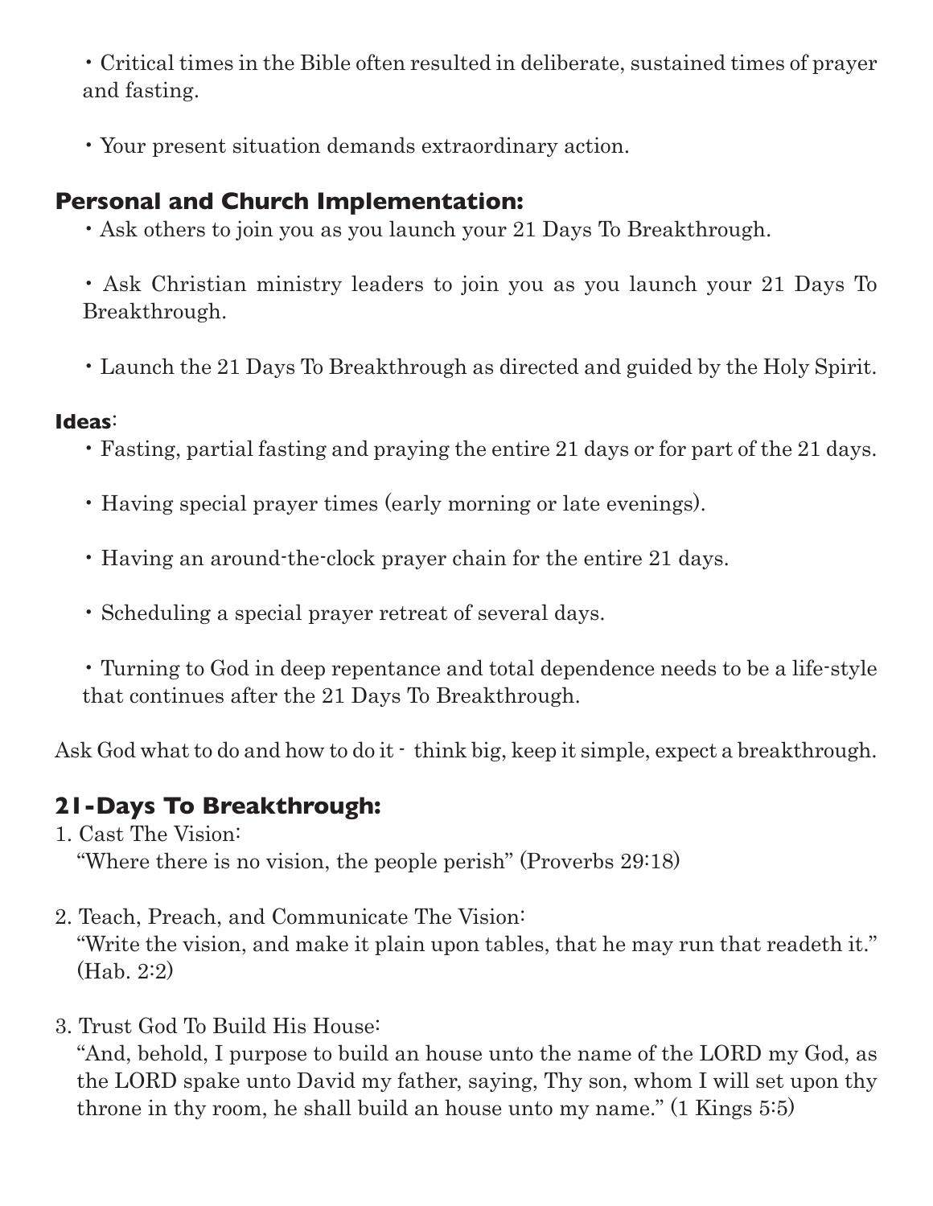- Critical times in the Bible often resulted in deliberate, sustained times of prayer and fasting.

- Your present situation demands extraordinary action.

## Personal and Church Implementation:

- Ask others to join you as you launch your 21 Days To Breakthrough.

- Ask Christian ministry leaders to join you as you launch your 21 Days To Breakthrough.

- Launch the 21 Days To Breakthrough as directed and guided by the Holy Spirit.

**Ideas**:

- Fasting, partial fasting and praying the entire 21 days or for part of the 21 days.

- Having special prayer times (early morning or late evenings).

- Having an around-the-clock prayer chain for the entire 21 days.

- Scheduling a special prayer retreat of several days.

- Turning to God in deep repentance and total dependence needs to be a life-style that continues after the 21 Days To Breakthrough.

Ask God what to do and how to do it - think big, keep it simple, expect a breakthrough.

## 21-Days To Breakthrough:

1. Cast The Vision:
   "Where there is no vision, the people perish" (Proverbs 29:18)

2. Teach, Preach, and Communicate The Vision:
   "Write the vision, and make it plain upon tables, that he may run that readeth it." (Hab. 2:2)

3. Trust God To Build His House:
   "And, behold, I purpose to build an house unto the name of the LORD my God, as the LORD spake unto David my father, saying, Thy son, whom I will set upon thy throne in thy room, he shall build an house unto my name." (1 Kings 5:5)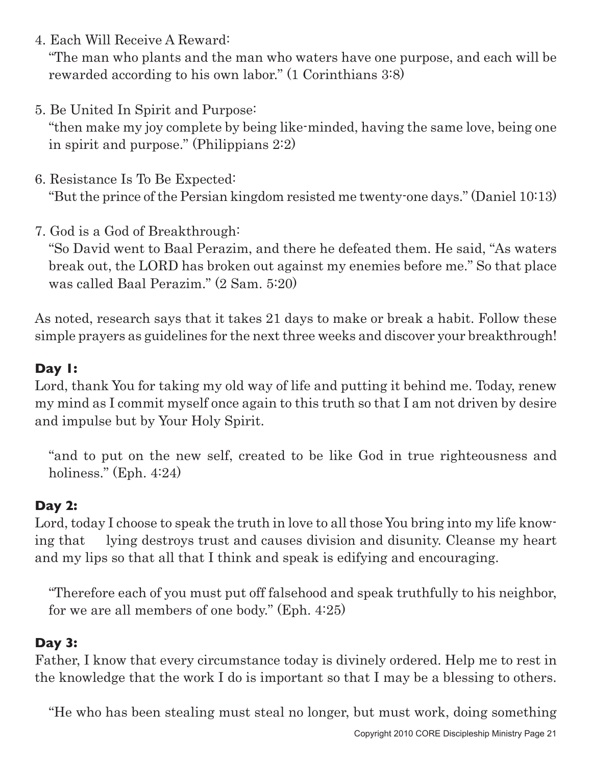4. Each Will Receive A Reward:
   "The man who plants and the man who waters have one purpose, and each will be rewarded according to his own labor." (1 Corinthians 3:8)

5. Be United In Spirit and Purpose:
   "then make my joy complete by being like-minded, having the same love, being one in spirit and purpose." (Philippians 2:2)

6. Resistance Is To Be Expected:
   "But the prince of the Persian kingdom resisted me twenty-one days." (Daniel 10:13)

7. God is a God of Breakthrough:
   "So David went to Baal Perazim, and there he defeated them. He said, "As waters break out, the LORD has broken out against my enemies before me." So that place was called Baal Perazim." (2 Sam. 5:20)

As noted, research says that it takes 21 days to make or break a habit. Follow these simple prayers as guidelines for the next three weeks and discover your breakthrough!

### Day 1:

Lord, thank You for taking my old way of life and putting it behind me. Today, renew my mind as I commit myself once again to this truth so that I am not driven by desire and impulse but by Your Holy Spirit.

> "and to put on the new self, created to be like God in true righteousness and holiness." (Eph. 4:24)

### Day 2:

Lord, today I choose to speak the truth in love to all those You bring into my life knowing that lying destroys trust and causes division and disunity. Cleanse my heart and my lips so that all that I think and speak is edifying and encouraging.

> "Therefore each of you must put off falsehood and speak truthfully to his neighbor, for we are all members of one body." (Eph. 4:25)

### Day 3:

Father, I know that every circumstance today is divinely ordered. Help me to rest in the knowledge that the work I do is important so that I may be a blessing to others.

> "He who has been stealing must steal no longer, but must work, doing something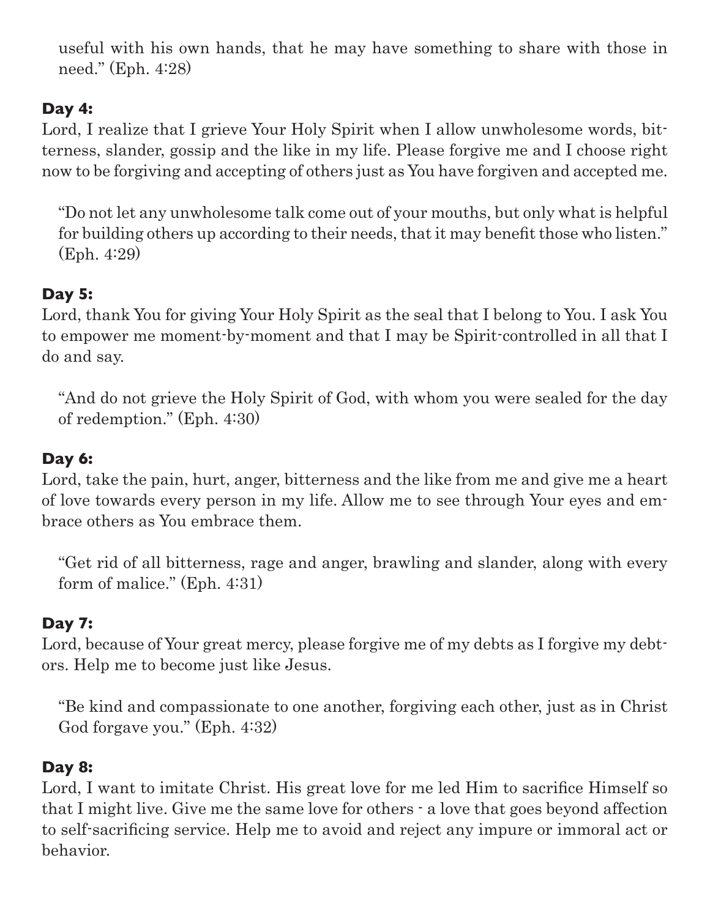useful with his own hands, that he may have something to share with those in need." (Eph. 4:28)

**Day 4:**

Lord, I realize that I grieve Your Holy Spirit when I allow unwholesome words, bitterness, slander, gossip and the like in my life. Please forgive me and I choose right now to be forgiving and accepting of others just as You have forgiven and accepted me.

> "Do not let any unwholesome talk come out of your mouths, but only what is helpful for building others up according to their needs, that it may benefit those who listen." (Eph. 4:29)

**Day 5:**

Lord, thank You for giving Your Holy Spirit as the seal that I belong to You. I ask You to empower me moment-by-moment and that I may be Spirit-controlled in all that I do and say.

> "And do not grieve the Holy Spirit of God, with whom you were sealed for the day of redemption." (Eph. 4:30)

**Day 6:**

Lord, take the pain, hurt, anger, bitterness and the like from me and give me a heart of love towards every person in my life. Allow me to see through Your eyes and embrace others as You embrace them.

> "Get rid of all bitterness, rage and anger, brawling and slander, along with every form of malice." (Eph. 4:31)

**Day 7:**

Lord, because of Your great mercy, please forgive me of my debts as I forgive my debtors. Help me to become just like Jesus.

> "Be kind and compassionate to one another, forgiving each other, just as in Christ God forgave you." (Eph. 4:32)

**Day 8:**

Lord, I want to imitate Christ. His great love for me led Him to sacrifice Himself so that I might live. Give me the same love for others - a love that goes beyond affection to self-sacrificing service. Help me to avoid and reject any impure or immoral act or behavior.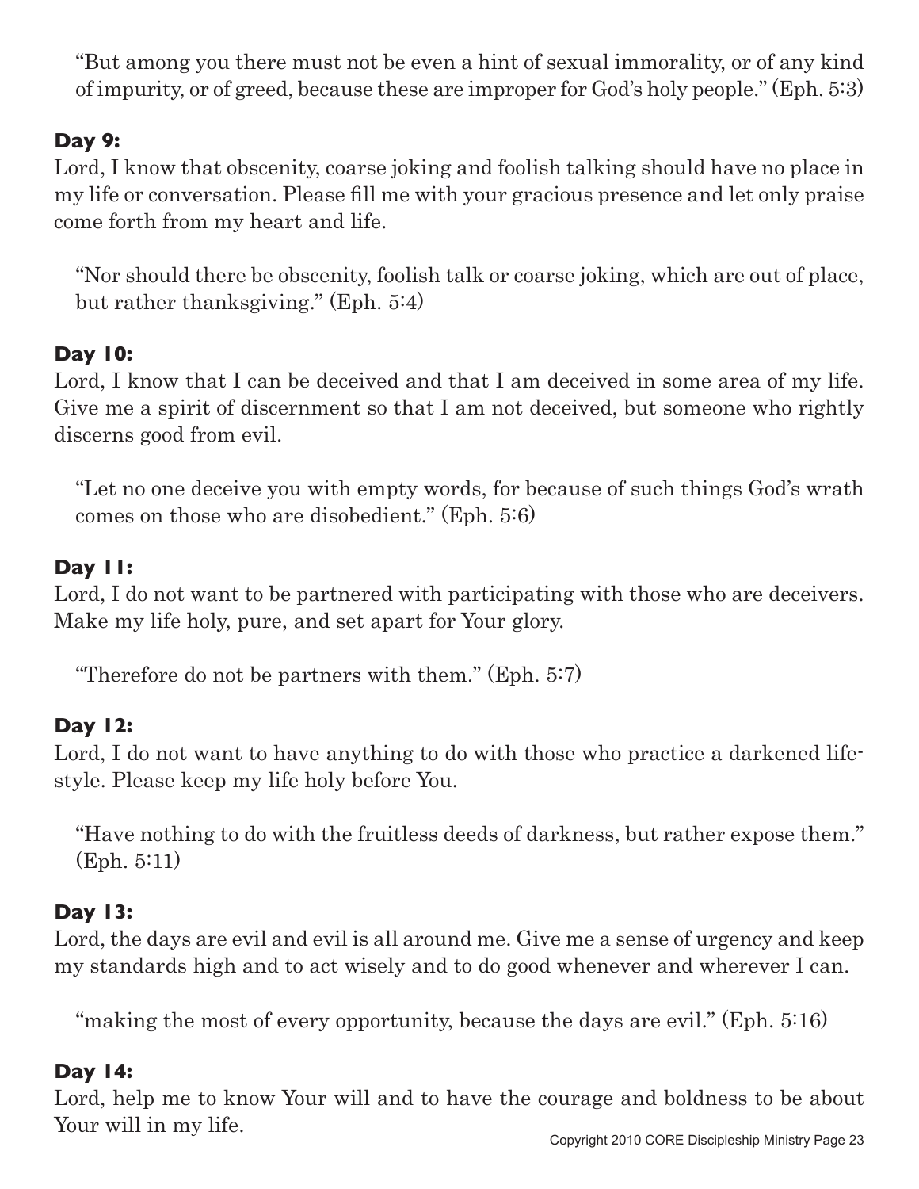> "But among you there must not be even a hint of sexual immorality, or of any kind of impurity, or of greed, because these are improper for God's holy people." (Eph. 5:3)

**Day 9:**
Lord, I know that obscenity, coarse joking and foolish talking should have no place in my life or conversation. Please fill me with your gracious presence and let only praise come forth from my heart and life.

> "Nor should there be obscenity, foolish talk or coarse joking, which are out of place, but rather thanksgiving." (Eph. 5:4)

**Day 10:**
Lord, I know that I can be deceived and that I am deceived in some area of my life. Give me a spirit of discernment so that I am not deceived, but someone who rightly discerns good from evil.

> "Let no one deceive you with empty words, for because of such things God's wrath comes on those who are disobedient." (Eph. 5:6)

**Day 11:**
Lord, I do not want to be partnered with participating with those who are deceivers. Make my life holy, pure, and set apart for Your glory.

> "Therefore do not be partners with them." (Eph. 5:7)

**Day 12:**
Lord, I do not want to have anything to do with those who practice a darkened lifestyle. Please keep my life holy before You.

> "Have nothing to do with the fruitless deeds of darkness, but rather expose them." (Eph. 5:11)

**Day 13:**
Lord, the days are evil and evil is all around me. Give me a sense of urgency and keep my standards high and to act wisely and to do good whenever and wherever I can.

> "making the most of every opportunity, because the days are evil." (Eph. 5:16)

**Day 14:**
Lord, help me to know Your will and to have the courage and boldness to be about Your will in my life.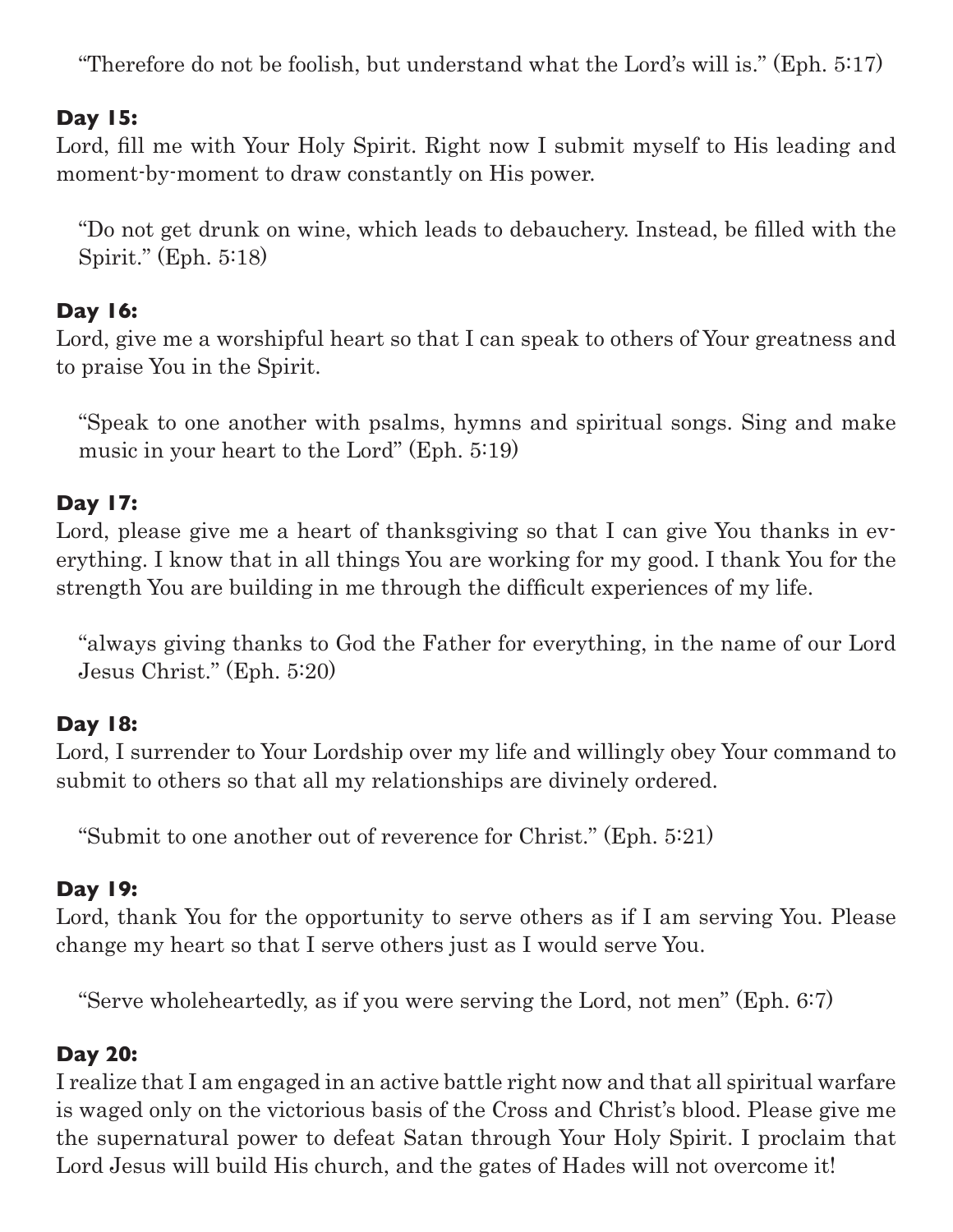"Therefore do not be foolish, but understand what the Lord's will is." (Eph. 5:17)

**Day 15:**

Lord, fill me with Your Holy Spirit. Right now I submit myself to His leading and moment-by-moment to draw constantly on His power.

> "Do not get drunk on wine, which leads to debauchery. Instead, be filled with the Spirit." (Eph. 5:18)

**Day 16:**

Lord, give me a worshipful heart so that I can speak to others of Your greatness and to praise You in the Spirit.

> "Speak to one another with psalms, hymns and spiritual songs. Sing and make music in your heart to the Lord" (Eph. 5:19)

**Day 17:**

Lord, please give me a heart of thanksgiving so that I can give You thanks in everything. I know that in all things You are working for my good. I thank You for the strength You are building in me through the difficult experiences of my life.

> "always giving thanks to God the Father for everything, in the name of our Lord Jesus Christ." (Eph. 5:20)

**Day 18:**

Lord, I surrender to Your Lordship over my life and willingly obey Your command to submit to others so that all my relationships are divinely ordered.

> "Submit to one another out of reverence for Christ." (Eph. 5:21)

**Day 19:**

Lord, thank You for the opportunity to serve others as if I am serving You. Please change my heart so that I serve others just as I would serve You.

> "Serve wholeheartedly, as if you were serving the Lord, not men" (Eph. 6:7)

**Day 20:**

I realize that I am engaged in an active battle right now and that all spiritual warfare is waged only on the victorious basis of the Cross and Christ's blood. Please give me the supernatural power to defeat Satan through Your Holy Spirit. I proclaim that Lord Jesus will build His church, and the gates of Hades will not overcome it!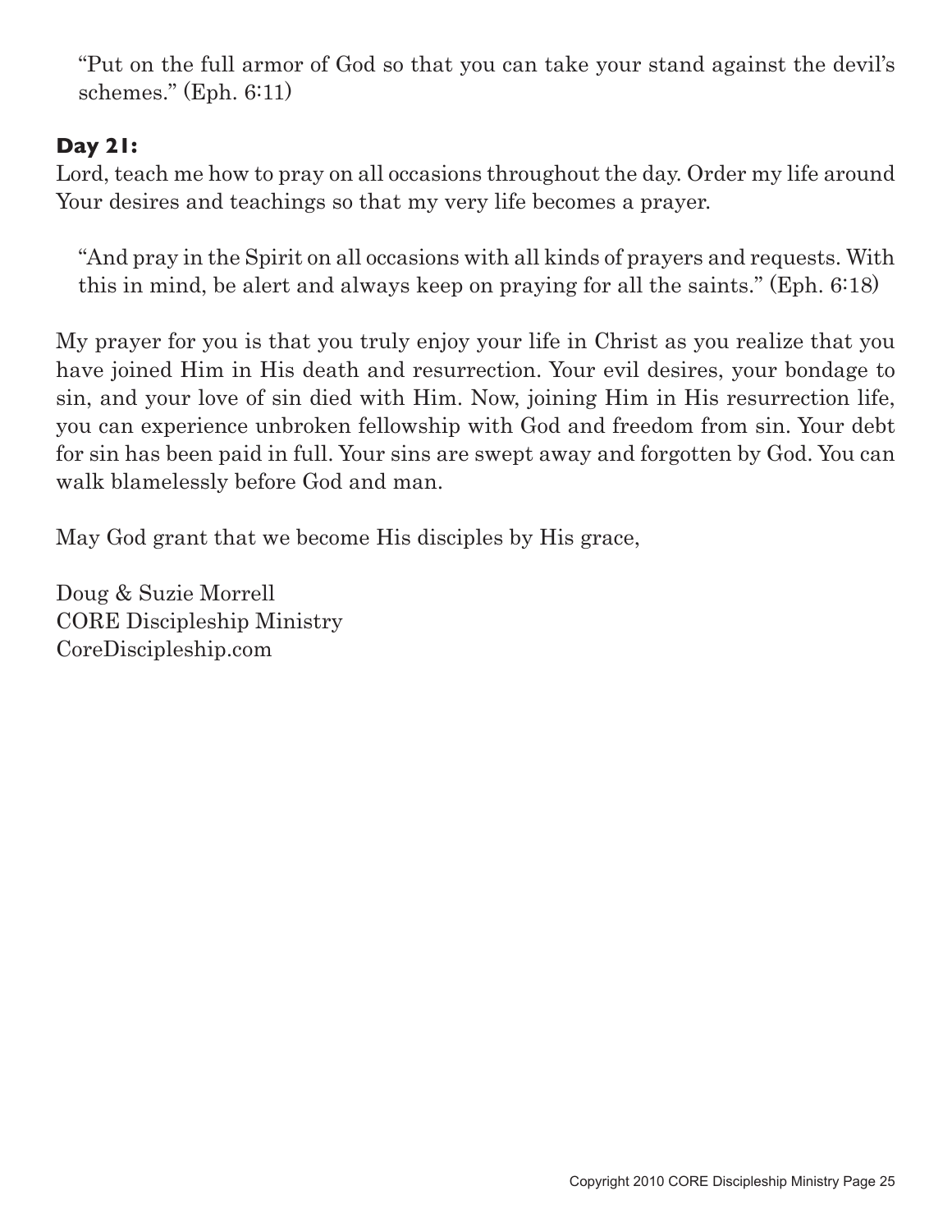> "Put on the full armor of God so that you can take your stand against the devil's schemes." (Eph. 6:11)

**Day 21:**

Lord, teach me how to pray on all occasions throughout the day. Order my life around Your desires and teachings so that my very life becomes a prayer.

> "And pray in the Spirit on all occasions with all kinds of prayers and requests. With this in mind, be alert and always keep on praying for all the saints." (Eph. 6:18)

My prayer for you is that you truly enjoy your life in Christ as you realize that you have joined Him in His death and resurrection. Your evil desires, your bondage to sin, and your love of sin died with Him. Now, joining Him in His resurrection life, you can experience unbroken fellowship with God and freedom from sin. Your debt for sin has been paid in full. Your sins are swept away and forgotten by God. You can walk blamelessly before God and man.

May God grant that we become His disciples by His grace,

Doug & Suzie Morrell
CORE Discipleship Ministry
CoreDiscipleship.com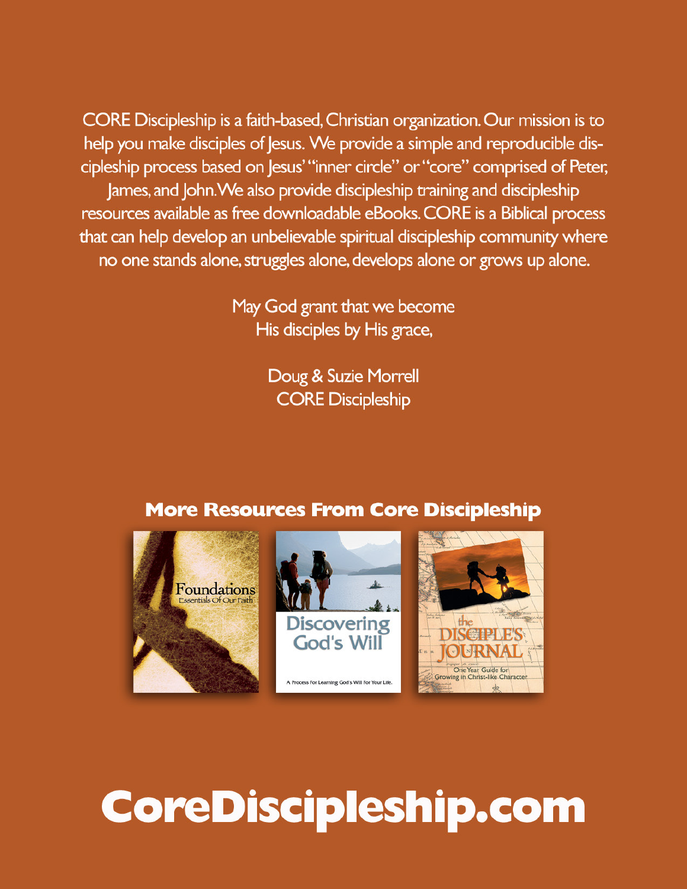CORE Discipleship is a faith-based, Christian organization. Our mission is to help you make disciples of Jesus. We provide a simple and reproducible discipleship process based on Jesus' "inner circle" or "core" comprised of Peter, James, and John. We also provide discipleship training and discipleship resources available as free downloadable eBooks. CORE is a Biblical process that can help develop an unbelievable spiritual discipleship community where no one stands alone, struggles alone, develops alone or grows up alone.

May God grant that we become
His disciples by His grace,

Doug & Suzie Morrell
CORE Discipleship

## More Resources From Core Discipleship

Foundations
Essentials Of Our Faith

Discovering God's Will
A Process For Learning God's Will For Your Life.

the DISCIPLE'S JOURNAL
One Year Guide for Growing in Christ-like Character

# CoreDiscipleship.com